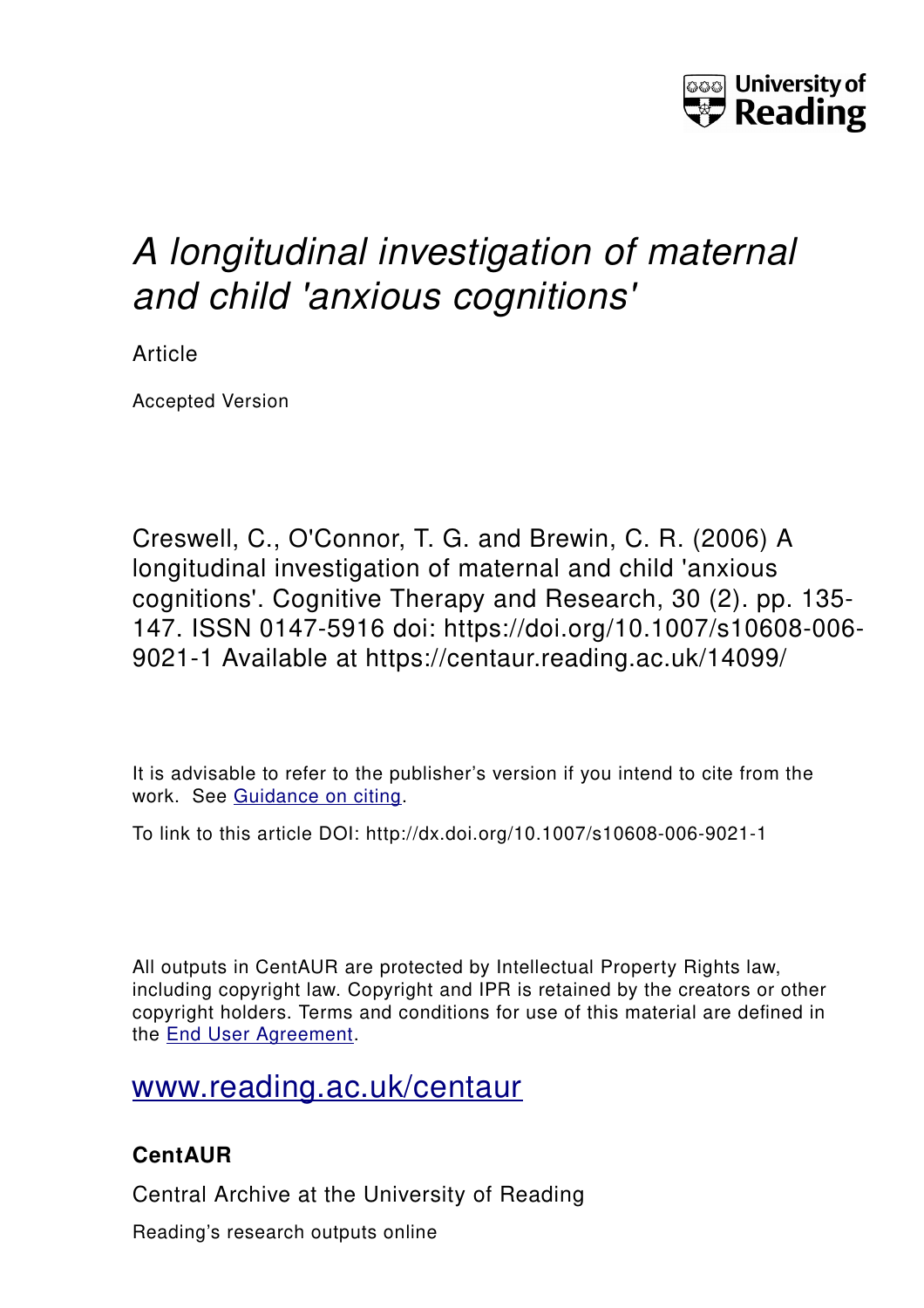# *A longitudinal investigation of maternal and child 'anxious cognitions'*

Article

Accepted Version

Creswell, C., O'Connor, T. G. and Brewin, C. R. (2006) A longitudinal investigation of maternal and child 'anxious cognitions'. Cognitive Therapy and Research, 30 (2). pp. 135-147. ISSN 0147-5916 doi: https://doi.org/10.1007/s10608-006-9021-1 Available at https://centaur.reading.ac.uk/14099/

It is advisable to refer to the publisher's version if you intend to cite from the work. See [Guidance on citing](http://centaur.reading.ac.uk/71187/10/CentAUR%20citing%20guide.pdf).

To link to this article DOI: http://dx.doi.org/10.1007/s10608-006-9021-1

All outputs in CentAUR are protected by Intellectual Property Rights law, including copyright law. Copyright and IPR is retained by the creators or other copyright holders. Terms and conditions for use of this material are defined in the [End User Agreement](http://centaur.reading.ac.uk/licence).

[www.reading.ac.uk/centaur](http://www.reading.ac.uk/centaur)

**CentAUR**

Central Archive at the University of Reading

Reading's research outputs online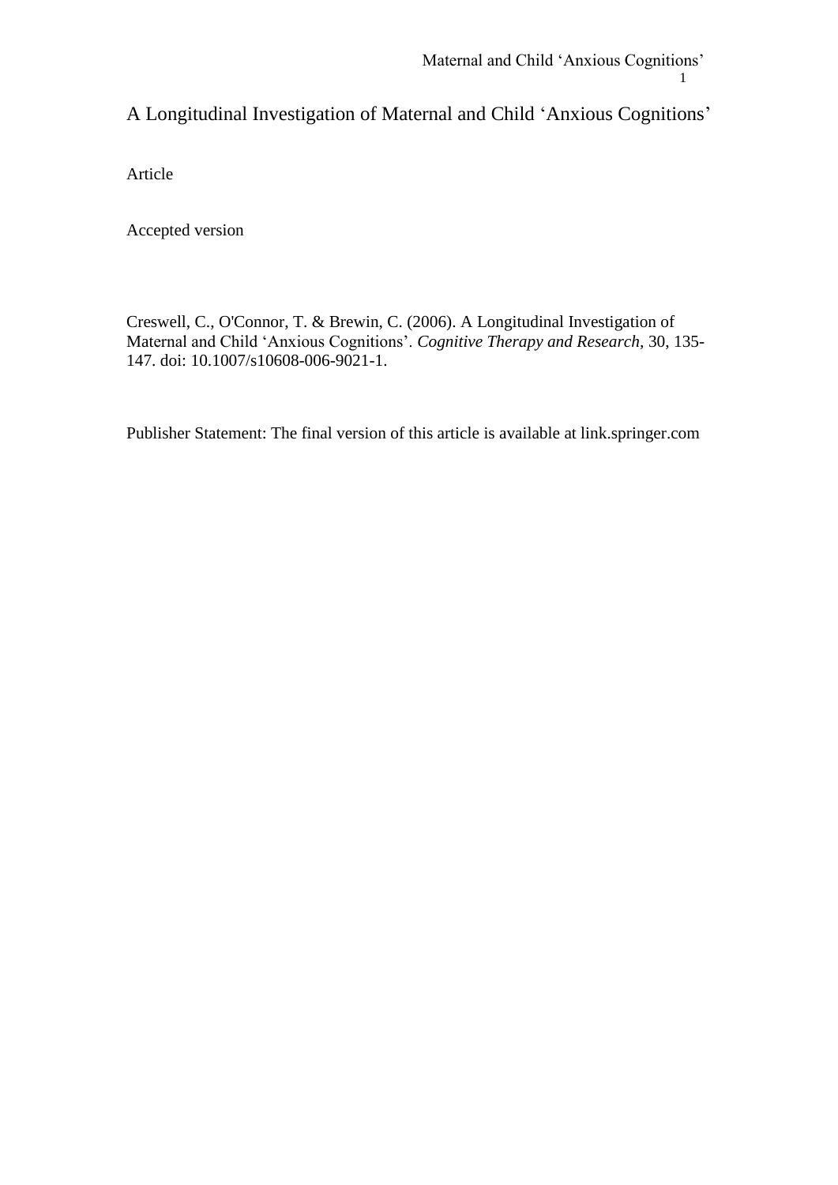# A Longitudinal Investigation of Maternal and Child 'Anxious Cognitions'

Article

Accepted version

Creswell, C., O'Connor, T. & Brewin, C. (2006). A Longitudinal Investigation of Maternal and Child 'Anxious Cognitions'. *Cognitive Therapy and Research*, 30, 135-147. doi: 10.1007/s10608-006-9021-1.

Publisher Statement: The final version of this article is available at link.springer.com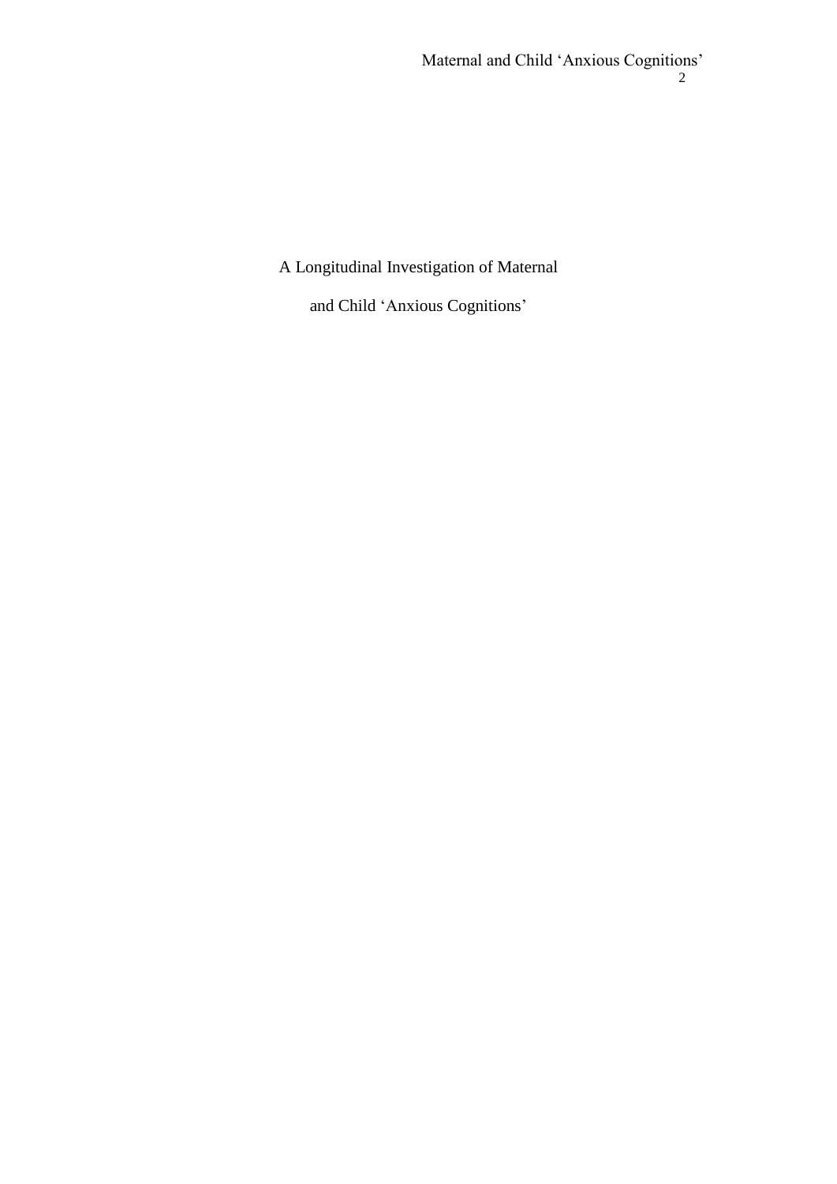# A Longitudinal Investigation of Maternal and Child 'Anxious Cognitions'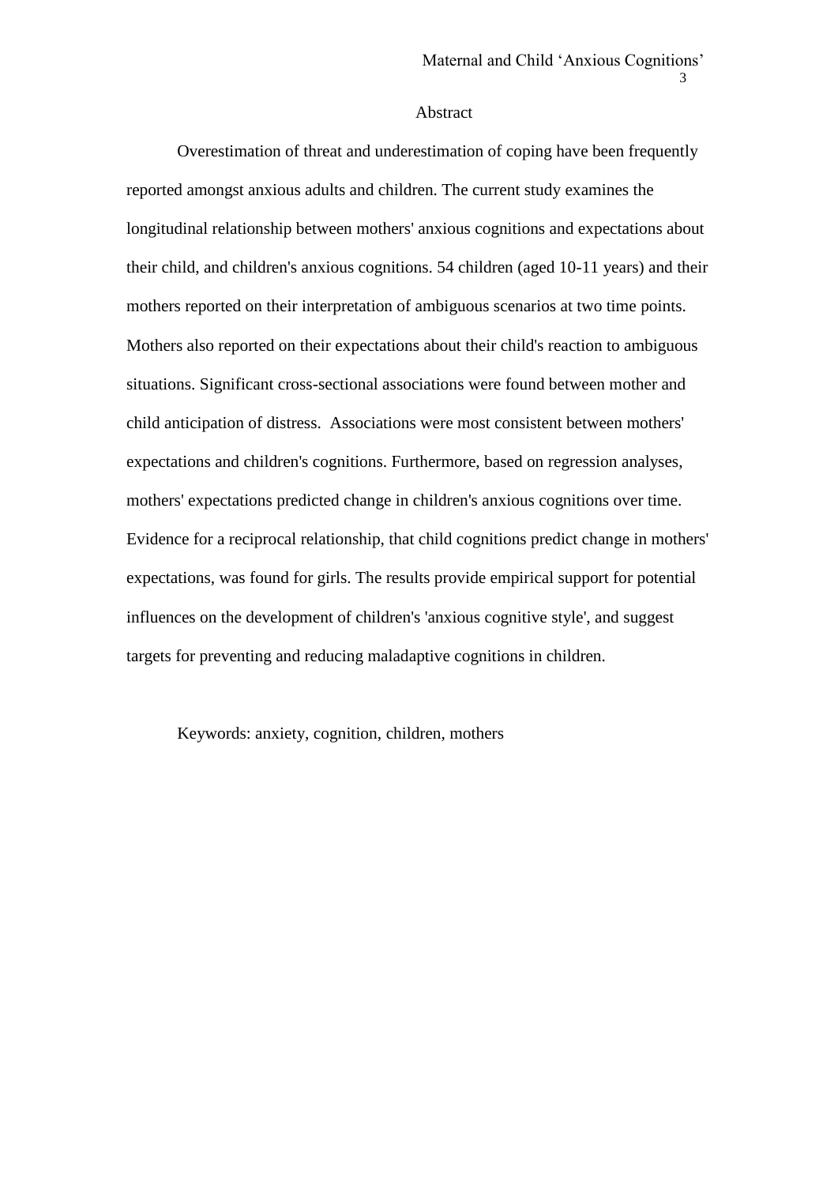# Abstract

Overestimation of threat and underestimation of coping have been frequently reported amongst anxious adults and children. The current study examines the longitudinal relationship between mothers' anxious cognitions and expectations about their child, and children's anxious cognitions. 54 children (aged 10-11 years) and their mothers reported on their interpretation of ambiguous scenarios at two time points. Mothers also reported on their expectations about their child's reaction to ambiguous situations. Significant cross-sectional associations were found between mother and child anticipation of distress. Associations were most consistent between mothers' expectations and children's cognitions. Furthermore, based on regression analyses, mothers' expectations predicted change in children's anxious cognitions over time. Evidence for a reciprocal relationship, that child cognitions predict change in mothers' expectations, was found for girls. The results provide empirical support for potential influences on the development of children's 'anxious cognitive style', and suggest targets for preventing and reducing maladaptive cognitions in children.

Keywords: anxiety, cognition, children, mothers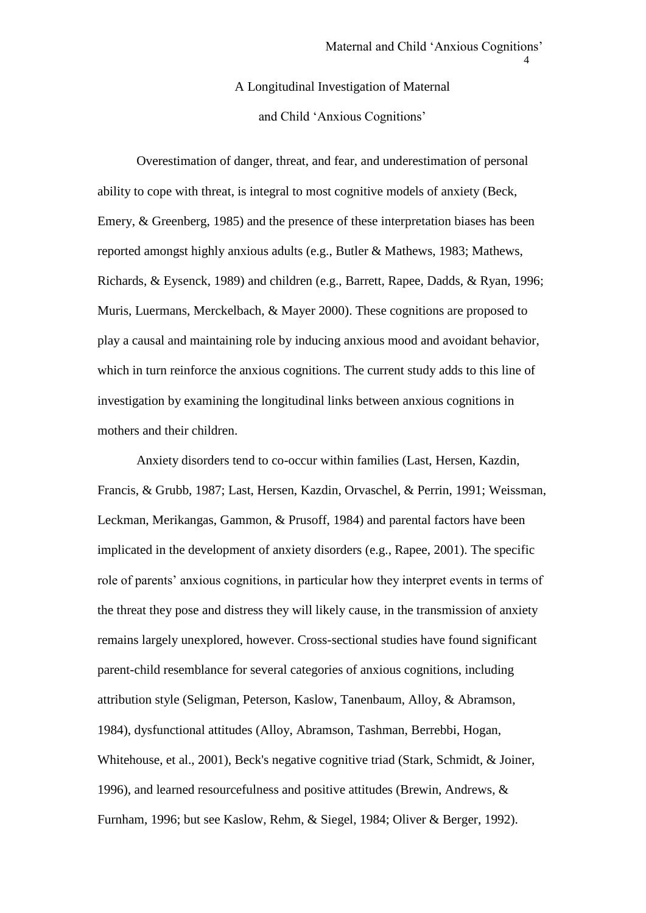# A Longitudinal Investigation of Maternal and Child 'Anxious Cognitions'

Overestimation of danger, threat, and fear, and underestimation of personal ability to cope with threat, is integral to most cognitive models of anxiety (Beck, Emery, & Greenberg, 1985) and the presence of these interpretation biases has been reported amongst highly anxious adults (e.g., Butler & Mathews, 1983; Mathews, Richards, & Eysenck, 1989) and children (e.g., Barrett, Rapee, Dadds, & Ryan, 1996; Muris, Luermans, Merckelbach, & Mayer 2000). These cognitions are proposed to play a causal and maintaining role by inducing anxious mood and avoidant behavior, which in turn reinforce the anxious cognitions. The current study adds to this line of investigation by examining the longitudinal links between anxious cognitions in mothers and their children.

Anxiety disorders tend to co-occur within families (Last, Hersen, Kazdin, Francis, & Grubb, 1987; Last, Hersen, Kazdin, Orvaschel, & Perrin, 1991; Weissman, Leckman, Merikangas, Gammon, & Prusoff, 1984) and parental factors have been implicated in the development of anxiety disorders (e.g., Rapee, 2001). The specific role of parents' anxious cognitions, in particular how they interpret events in terms of the threat they pose and distress they will likely cause, in the transmission of anxiety remains largely unexplored, however. Cross-sectional studies have found significant parent-child resemblance for several categories of anxious cognitions, including attribution style (Seligman, Peterson, Kaslow, Tanenbaum, Alloy, & Abramson, 1984), dysfunctional attitudes (Alloy, Abramson, Tashman, Berrebbi, Hogan, Whitehouse, et al., 2001), Beck's negative cognitive triad (Stark, Schmidt, & Joiner, 1996), and learned resourcefulness and positive attitudes (Brewin, Andrews, & Furnham, 1996; but see Kaslow, Rehm, & Siegel, 1984; Oliver & Berger, 1992).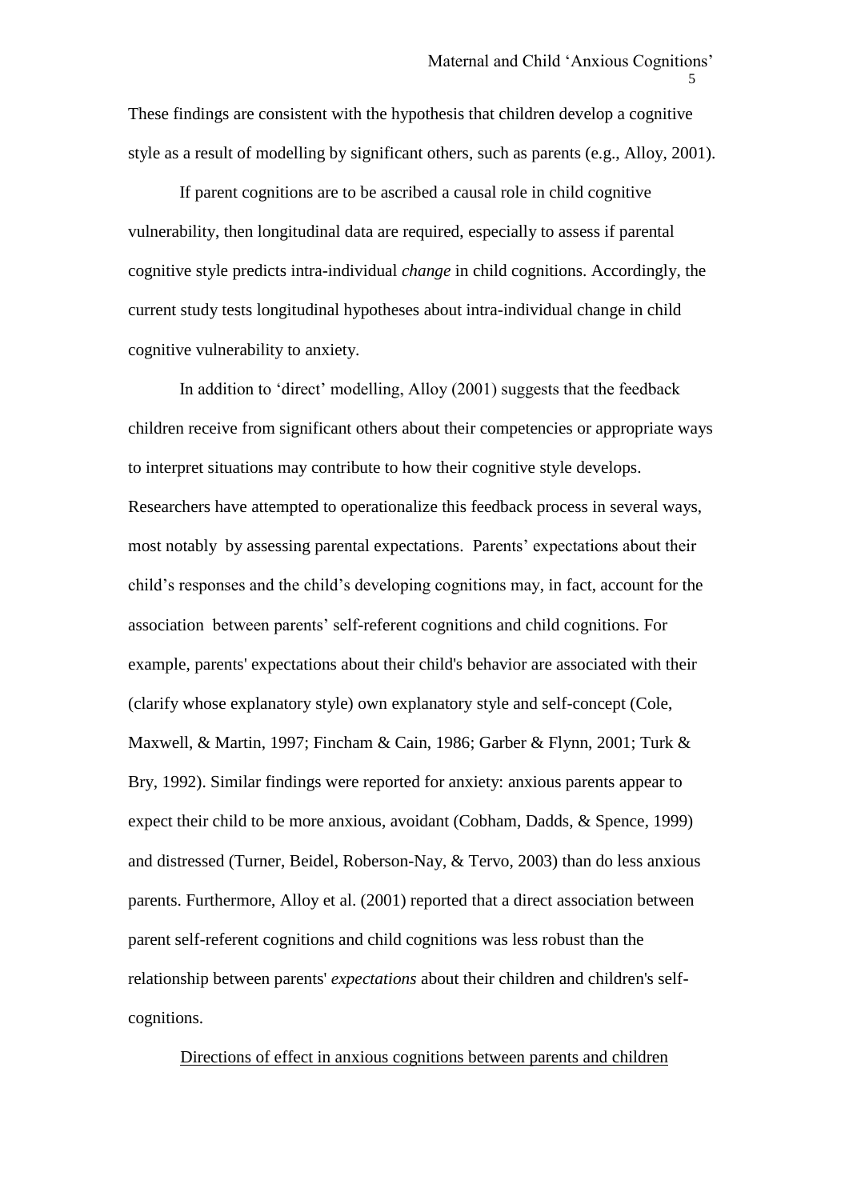These findings are consistent with the hypothesis that children develop a cognitive style as a result of modelling by significant others, such as parents (e.g., Alloy, 2001).

If parent cognitions are to be ascribed a causal role in child cognitive vulnerability, then longitudinal data are required, especially to assess if parental cognitive style predicts intra-individual *change* in child cognitions. Accordingly, the current study tests longitudinal hypotheses about intra-individual change in child cognitive vulnerability to anxiety.

In addition to 'direct' modelling, Alloy (2001) suggests that the feedback children receive from significant others about their competencies or appropriate ways to interpret situations may contribute to how their cognitive style develops. Researchers have attempted to operationalize this feedback process in several ways, most notably by assessing parental expectations. Parents' expectations about their child's responses and the child's developing cognitions may, in fact, account for the association between parents' self-referent cognitions and child cognitions. For example, parents' expectations about their child's behavior are associated with their (clarify whose explanatory style) own explanatory style and self-concept (Cole, Maxwell, & Martin, 1997; Fincham & Cain, 1986; Garber & Flynn, 2001; Turk & Bry, 1992). Similar findings were reported for anxiety: anxious parents appear to expect their child to be more anxious, avoidant (Cobham, Dadds, & Spence, 1999) and distressed (Turner, Beidel, Roberson-Nay, & Tervo, 2003) than do less anxious parents. Furthermore, Alloy et al. (2001) reported that a direct association between parent self-referent cognitions and child cognitions was less robust than the relationship between parents' *expectations* about their children and children's self-cognitions.

Directions of effect in anxious cognitions between parents and children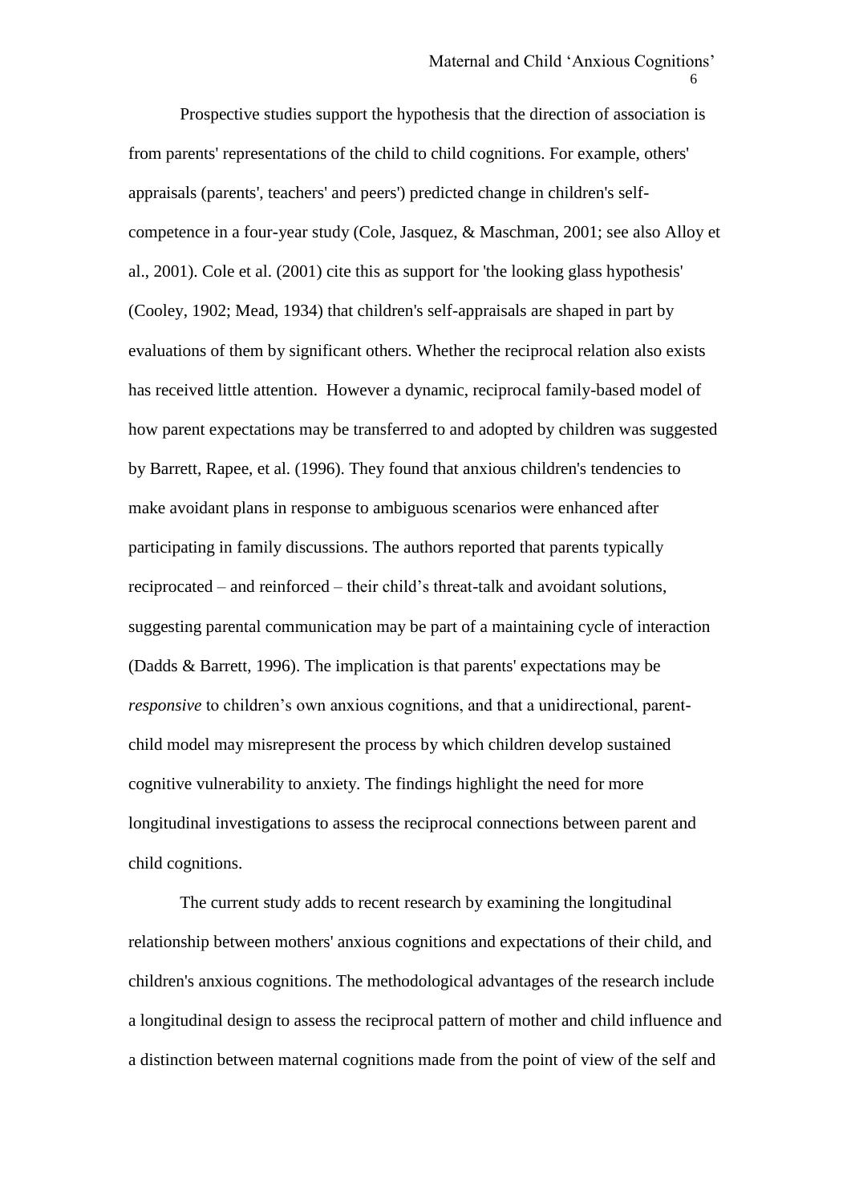Prospective studies support the hypothesis that the direction of association is from parents' representations of the child to child cognitions. For example, others' appraisals (parents', teachers' and peers') predicted change in children's self-competence in a four-year study (Cole, Jasquez, & Maschman, 2001; see also Alloy et al., 2001). Cole et al. (2001) cite this as support for 'the looking glass hypothesis' (Cooley, 1902; Mead, 1934) that children's self-appraisals are shaped in part by evaluations of them by significant others. Whether the reciprocal relation also exists has received little attention. However a dynamic, reciprocal family-based model of how parent expectations may be transferred to and adopted by children was suggested by Barrett, Rapee, et al. (1996). They found that anxious children's tendencies to make avoidant plans in response to ambiguous scenarios were enhanced after participating in family discussions. The authors reported that parents typically reciprocated – and reinforced – their child's threat-talk and avoidant solutions, suggesting parental communication may be part of a maintaining cycle of interaction (Dadds & Barrett, 1996). The implication is that parents' expectations may be *responsive* to children's own anxious cognitions, and that a unidirectional, parent-child model may misrepresent the process by which children develop sustained cognitive vulnerability to anxiety. The findings highlight the need for more longitudinal investigations to assess the reciprocal connections between parent and child cognitions.

The current study adds to recent research by examining the longitudinal relationship between mothers' anxious cognitions and expectations of their child, and children's anxious cognitions. The methodological advantages of the research include a longitudinal design to assess the reciprocal pattern of mother and child influence and a distinction between maternal cognitions made from the point of view of the self and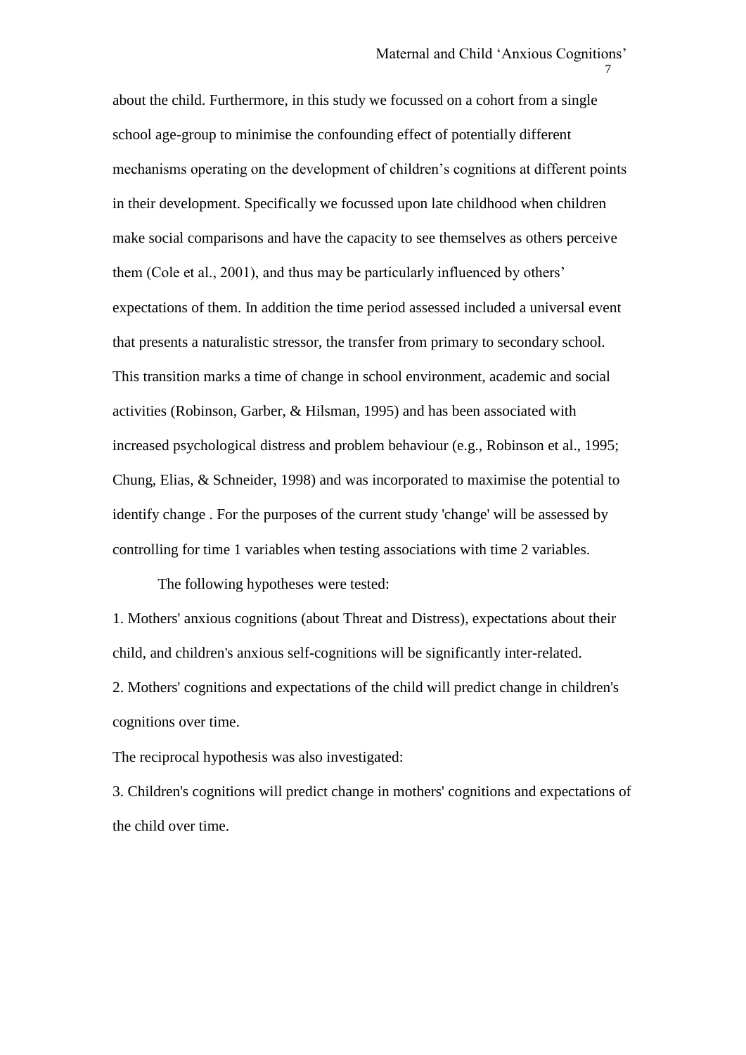about the child. Furthermore, in this study we focussed on a cohort from a single school age-group to minimise the confounding effect of potentially different mechanisms operating on the development of children's cognitions at different points in their development. Specifically we focussed upon late childhood when children make social comparisons and have the capacity to see themselves as others perceive them (Cole et al., 2001), and thus may be particularly influenced by others' expectations of them. In addition the time period assessed included a universal event that presents a naturalistic stressor, the transfer from primary to secondary school. This transition marks a time of change in school environment, academic and social activities (Robinson, Garber, & Hilsman, 1995) and has been associated with increased psychological distress and problem behaviour (e.g., Robinson et al., 1995; Chung, Elias, & Schneider, 1998) and was incorporated to maximise the potential to identify change . For the purposes of the current study 'change' will be assessed by controlling for time 1 variables when testing associations with time 2 variables.

The following hypotheses were tested:

1. Mothers' anxious cognitions (about Threat and Distress), expectations about their child, and children's anxious self-cognitions will be significantly inter-related.

2. Mothers' cognitions and expectations of the child will predict change in children's cognitions over time.

The reciprocal hypothesis was also investigated:

3. Children's cognitions will predict change in mothers' cognitions and expectations of the child over time.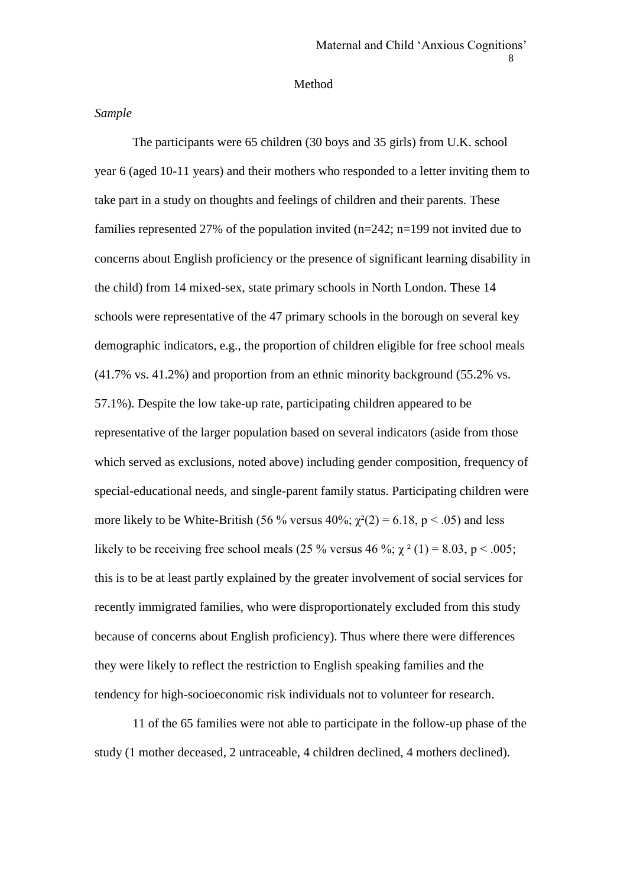# Method

*Sample*

The participants were 65 children (30 boys and 35 girls) from U.K. school year 6 (aged 10-11 years) and their mothers who responded to a letter inviting them to take part in a study on thoughts and feelings of children and their parents. These families represented 27% of the population invited (n=242; n=199 not invited due to concerns about English proficiency or the presence of significant learning disability in the child) from 14 mixed-sex, state primary schools in North London. These 14 schools were representative of the 47 primary schools in the borough on several key demographic indicators, e.g., the proportion of children eligible for free school meals (41.7% vs. 41.2%) and proportion from an ethnic minority background (55.2% vs. 57.1%). Despite the low take-up rate, participating children appeared to be representative of the larger population based on several indicators (aside from those which served as exclusions, noted above) including gender composition, frequency of special-educational needs, and single-parent family status. Participating children were more likely to be White-British (56 % versus 40%; $\chi^2(2) = 6.18$, $p < .05$) and less likely to be receiving free school meals (25 % versus 46 %; $\chi^2(1) = 8.03$, $p < .005$; this is to be at least partly explained by the greater involvement of social services for recently immigrated families, who were disproportionately excluded from this study because of concerns about English proficiency). Thus where there were differences they were likely to reflect the restriction to English speaking families and the tendency for high-socioeconomic risk individuals not to volunteer for research.

11 of the 65 families were not able to participate in the follow-up phase of the study (1 mother deceased, 2 untraceable, 4 children declined, 4 mothers declined).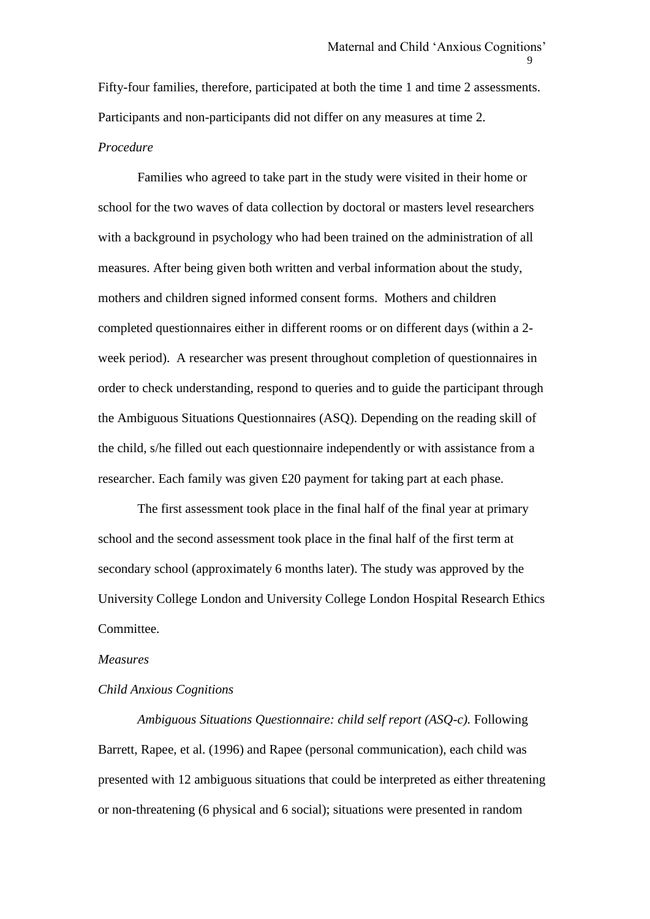Fifty-four families, therefore, participated at both the time 1 and time 2 assessments. Participants and non-participants did not differ on any measures at time 2.

*Procedure*

Families who agreed to take part in the study were visited in their home or school for the two waves of data collection by doctoral or masters level researchers with a background in psychology who had been trained on the administration of all measures. After being given both written and verbal information about the study, mothers and children signed informed consent forms. Mothers and children completed questionnaires either in different rooms or on different days (within a 2-week period). A researcher was present throughout completion of questionnaires in order to check understanding, respond to queries and to guide the participant through the Ambiguous Situations Questionnaires (ASQ). Depending on the reading skill of the child, s/he filled out each questionnaire independently or with assistance from a researcher. Each family was given £20 payment for taking part at each phase.

The first assessment took place in the final half of the final year at primary school and the second assessment took place in the final half of the first term at secondary school (approximately 6 months later). The study was approved by the University College London and University College London Hospital Research Ethics Committee.

*Measures*

*Child Anxious Cognitions*

*Ambiguous Situations Questionnaire: child self report (ASQ-c).* Following Barrett, Rapee, et al. (1996) and Rapee (personal communication), each child was presented with 12 ambiguous situations that could be interpreted as either threatening or non-threatening (6 physical and 6 social); situations were presented in random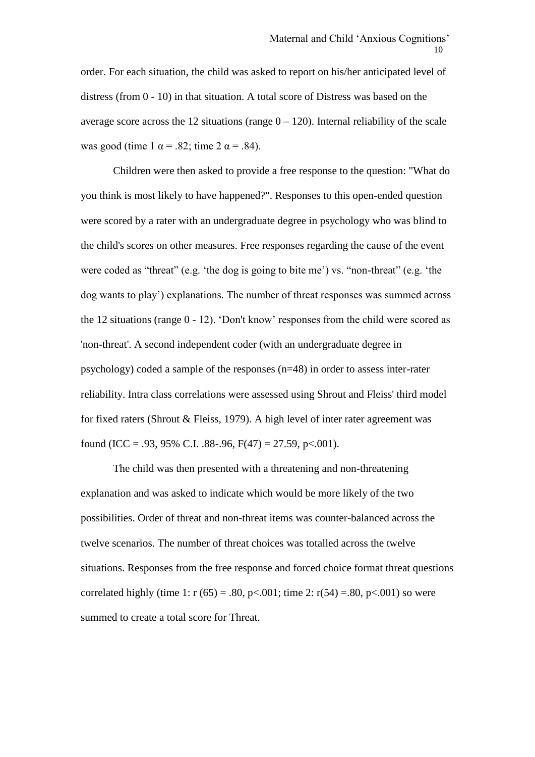order. For each situation, the child was asked to report on his/her anticipated level of distress (from 0 - 10) in that situation. A total score of Distress was based on the average score across the 12 situations (range 0 – 120). Internal reliability of the scale was good (time 1 $\alpha = .82$; time 2 $\alpha = .84$).

Children were then asked to provide a free response to the question: "What do you think is most likely to have happened?". Responses to this open-ended question were scored by a rater with an undergraduate degree in psychology who was blind to the child's scores on other measures. Free responses regarding the cause of the event were coded as "threat" (e.g. 'the dog is going to bite me') vs. "non-threat" (e.g. 'the dog wants to play') explanations. The number of threat responses was summed across the 12 situations (range 0 - 12). 'Don't know' responses from the child were scored as 'non-threat'. A second independent coder (with an undergraduate degree in psychology) coded a sample of the responses (n=48) in order to assess inter-rater reliability. Intra class correlations were assessed using Shrout and Fleiss' third model for fixed raters (Shrout & Fleiss, 1979). A high level of inter rater agreement was found (ICC = .93, 95% C.I. .88-.96, $F(47) = 27.59$, $p<.001$).

The child was then presented with a threatening and non-threatening explanation and was asked to indicate which would be more likely of the two possibilities. Order of threat and non-threat items was counter-balanced across the twelve scenarios. The number of threat choices was totalled across the twelve situations. Responses from the free response and forced choice format threat questions correlated highly (time 1: $r(65) = .80$, $p<.001$; time 2: $r(54) = .80$, $p<.001$) so were summed to create a total score for Threat.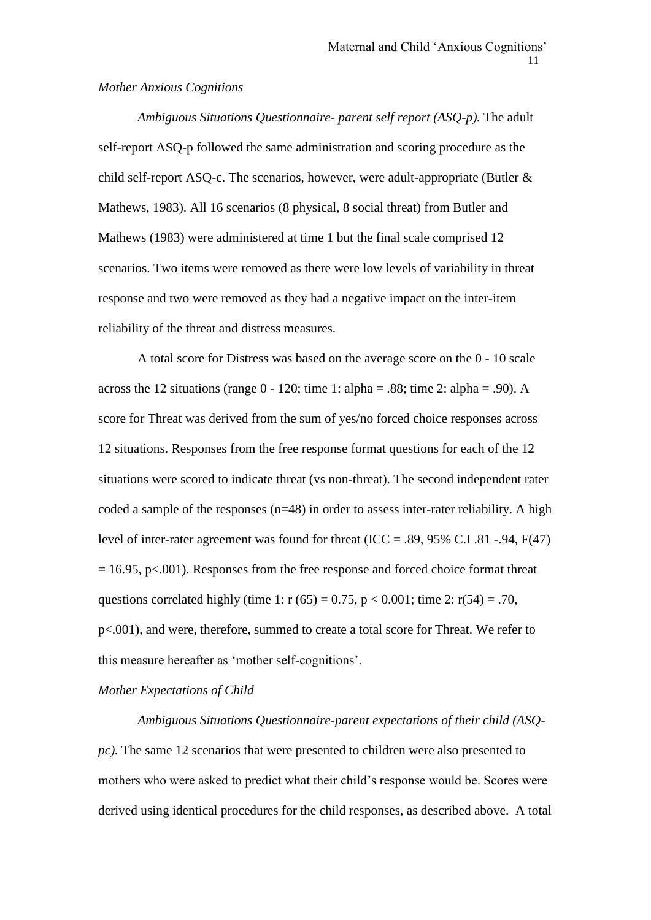*Mother Anxious Cognitions*

*Ambiguous Situations Questionnaire- parent self report (ASQ-p).* The adult self-report ASQ-p followed the same administration and scoring procedure as the child self-report ASQ-c. The scenarios, however, were adult-appropriate (Butler & Mathews, 1983). All 16 scenarios (8 physical, 8 social threat) from Butler and Mathews (1983) were administered at time 1 but the final scale comprised 12 scenarios. Two items were removed as there were low levels of variability in threat response and two were removed as they had a negative impact on the inter-item reliability of the threat and distress measures.

A total score for Distress was based on the average score on the 0 - 10 scale across the 12 situations (range 0 - 120; time 1: alpha = .88; time 2: alpha = .90). A score for Threat was derived from the sum of yes/no forced choice responses across 12 situations. Responses from the free response format questions for each of the 12 situations were scored to indicate threat (vs non-threat). The second independent rater coded a sample of the responses (n=48) in order to assess inter-rater reliability. A high level of inter-rater agreement was found for threat (ICC = .89, 95% C.I .81 -.94, $F(47) = 16.95$, $p<.001$). Responses from the free response and forced choice format threat questions correlated highly (time 1: $r(65) = 0.75$, $p < 0.001$; time 2: $r(54) = .70$, $p<.001$), and were, therefore, summed to create a total score for Threat. We refer to this measure hereafter as 'mother self-cognitions'.

*Mother Expectations of Child*

*Ambiguous Situations Questionnaire-parent expectations of their child (ASQ-pc).* The same 12 scenarios that were presented to children were also presented to mothers who were asked to predict what their child's response would be. Scores were derived using identical procedures for the child responses, as described above. A total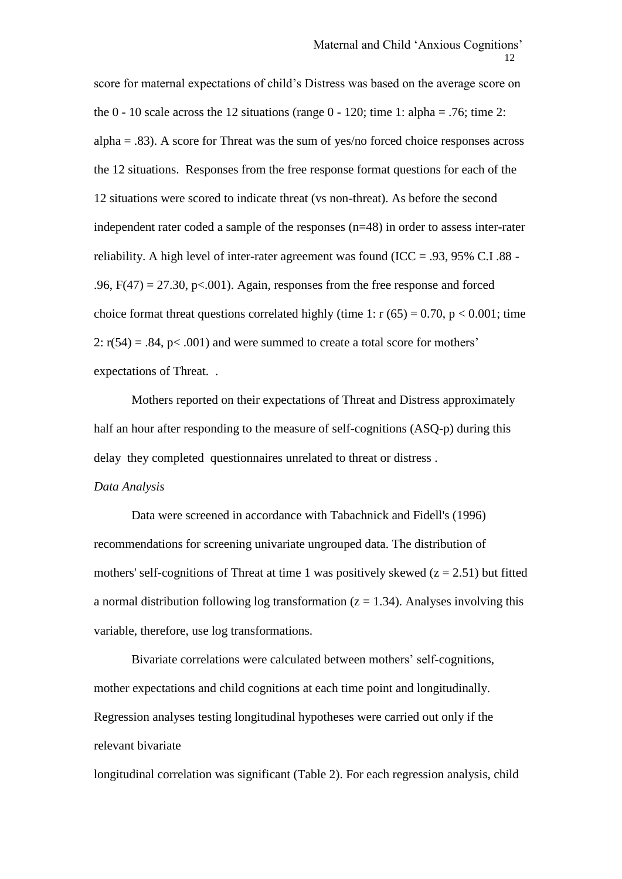score for maternal expectations of child's Distress was based on the average score on the 0 - 10 scale across the 12 situations (range 0 - 120; time 1: alpha = .76; time 2: alpha = .83). A score for Threat was the sum of yes/no forced choice responses across the 12 situations. Responses from the free response format questions for each of the 12 situations were scored to indicate threat (vs non-threat). As before the second independent rater coded a sample of the responses (n=48) in order to assess inter-rater reliability. A high level of inter-rater agreement was found (ICC = .93, 95% C.I .88 - .96, $F(47) = 27.30$, $p<.001$). Again, responses from the free response and forced choice format threat questions correlated highly (time 1: $r(65) = 0.70$, $p < 0.001$; time 2: $r(54) = .84$, $p< .001$) and were summed to create a total score for mothers' expectations of Threat. .

Mothers reported on their expectations of Threat and Distress approximately half an hour after responding to the measure of self-cognitions (ASQ-p) during this delay they completed questionnaires unrelated to threat or distress .

*Data Analysis*

Data were screened in accordance with Tabachnick and Fidell's (1996) recommendations for screening univariate ungrouped data. The distribution of mothers' self-cognitions of Threat at time 1 was positively skewed ($z = 2.51$) but fitted a normal distribution following log transformation ($z = 1.34$). Analyses involving this variable, therefore, use log transformations.

Bivariate correlations were calculated between mothers' self-cognitions, mother expectations and child cognitions at each time point and longitudinally. Regression analyses testing longitudinal hypotheses were carried out only if the relevant bivariate longitudinal correlation was significant (Table 2). For each regression analysis, child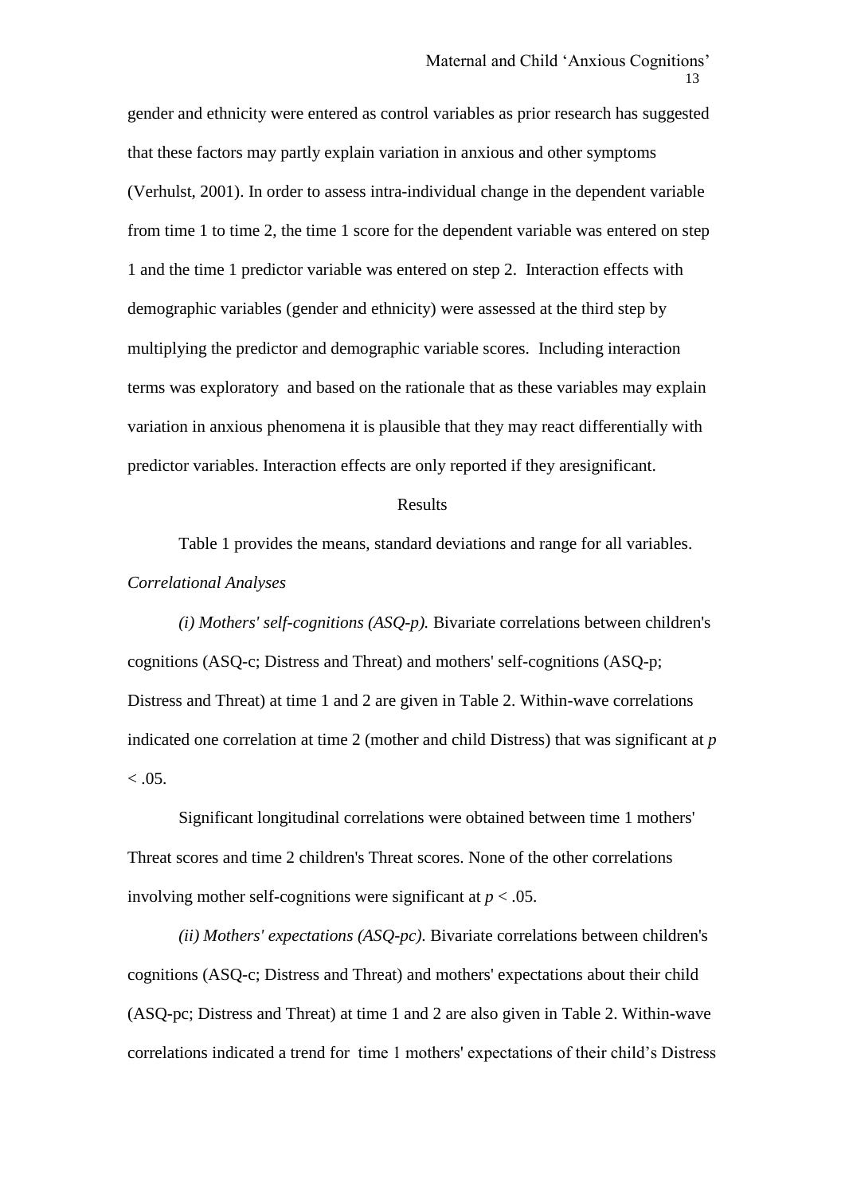gender and ethnicity were entered as control variables as prior research has suggested that these factors may partly explain variation in anxious and other symptoms (Verhulst, 2001). In order to assess intra-individual change in the dependent variable from time 1 to time 2, the time 1 score for the dependent variable was entered on step 1 and the time 1 predictor variable was entered on step 2. Interaction effects with demographic variables (gender and ethnicity) were assessed at the third step by multiplying the predictor and demographic variable scores. Including interaction terms was exploratory and based on the rationale that as these variables may explain variation in anxious phenomena it is plausible that they may react differentially with predictor variables. Interaction effects are only reported if they aresignificant.

## Results

Table 1 provides the means, standard deviations and range for all variables.

### *Correlational Analyses*

*(i) Mothers' self-cognitions (ASQ-p).* Bivariate correlations between children's cognitions (ASQ-c; Distress and Threat) and mothers' self-cognitions (ASQ-p; Distress and Threat) at time 1 and 2 are given in Table 2. Within-wave correlations indicated one correlation at time 2 (mother and child Distress) that was significant at $p < .05$.

Significant longitudinal correlations were obtained between time 1 mothers' Threat scores and time 2 children's Threat scores. None of the other correlations involving mother self-cognitions were significant at $p < .05$.

*(ii) Mothers' expectations (ASQ-pc).* Bivariate correlations between children's cognitions (ASQ-c; Distress and Threat) and mothers' expectations about their child (ASQ-pc; Distress and Threat) at time 1 and 2 are also given in Table 2. Within-wave correlations indicated a trend for time 1 mothers' expectations of their child's Distress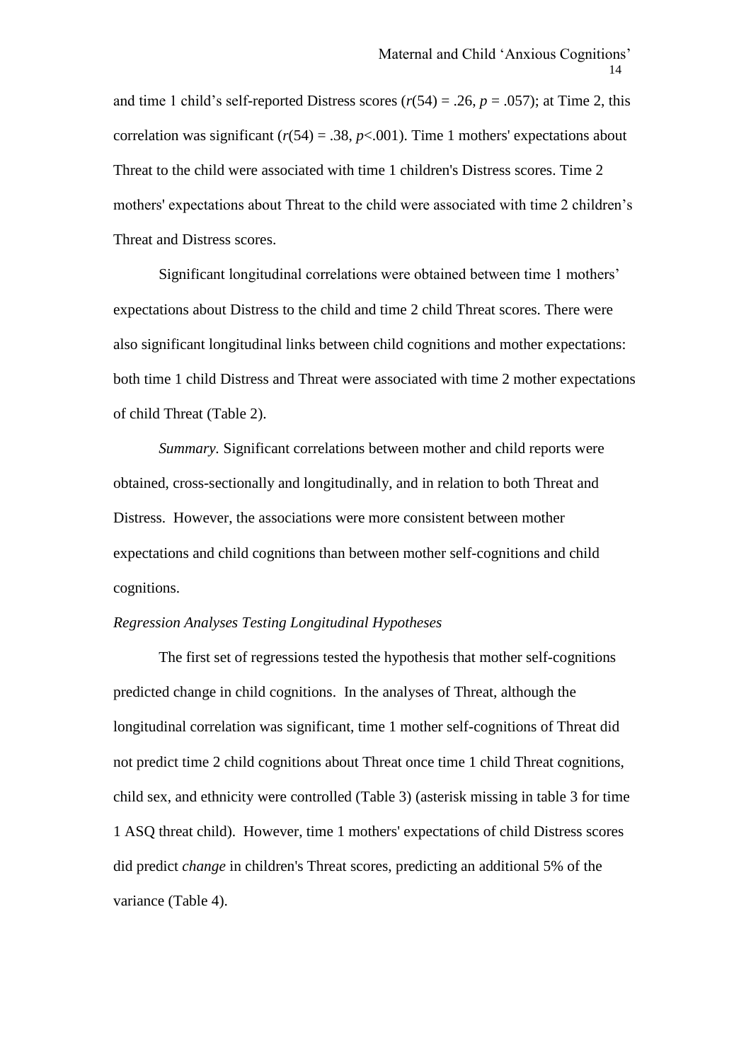and time 1 child's self-reported Distress scores ($r(54) = .26$, $p = .057$); at Time 2, this correlation was significant ($r(54) = .38$, $p<.001$). Time 1 mothers' expectations about Threat to the child were associated with time 1 children's Distress scores. Time 2 mothers' expectations about Threat to the child were associated with time 2 children's Threat and Distress scores.

Significant longitudinal correlations were obtained between time 1 mothers' expectations about Distress to the child and time 2 child Threat scores. There were also significant longitudinal links between child cognitions and mother expectations: both time 1 child Distress and Threat were associated with time 2 mother expectations of child Threat (Table 2).

*Summary.* Significant correlations between mother and child reports were obtained, cross-sectionally and longitudinally, and in relation to both Threat and Distress. However, the associations were more consistent between mother expectations and child cognitions than between mother self-cognitions and child cognitions.

*Regression Analyses Testing Longitudinal Hypotheses*

The first set of regressions tested the hypothesis that mother self-cognitions predicted change in child cognitions. In the analyses of Threat, although the longitudinal correlation was significant, time 1 mother self-cognitions of Threat did not predict time 2 child cognitions about Threat once time 1 child Threat cognitions, child sex, and ethnicity were controlled (Table 3) (asterisk missing in table 3 for time 1 ASQ threat child). However, time 1 mothers' expectations of child Distress scores did predict *change* in children's Threat scores, predicting an additional 5% of the variance (Table 4).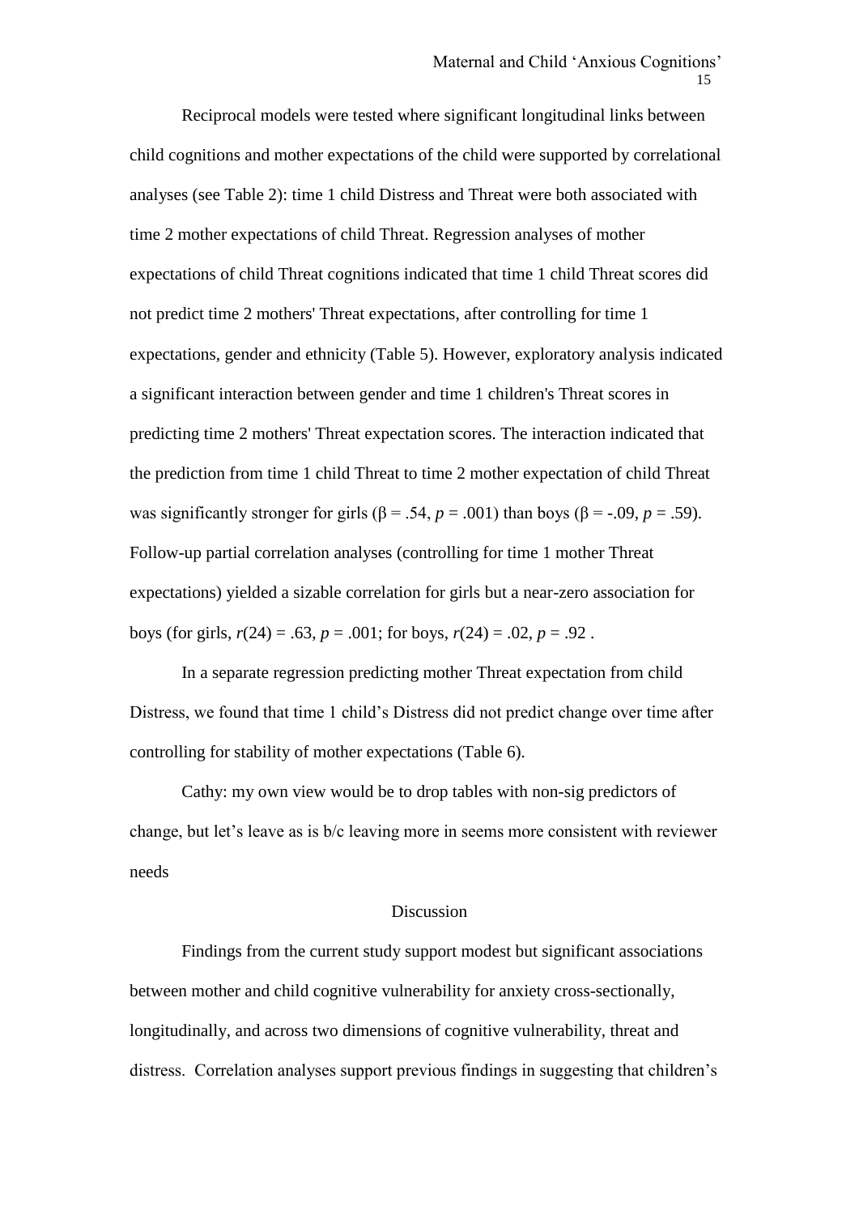Reciprocal models were tested where significant longitudinal links between child cognitions and mother expectations of the child were supported by correlational analyses (see Table 2): time 1 child Distress and Threat were both associated with time 2 mother expectations of child Threat. Regression analyses of mother expectations of child Threat cognitions indicated that time 1 child Threat scores did not predict time 2 mothers' Threat expectations, after controlling for time 1 expectations, gender and ethnicity (Table 5). However, exploratory analysis indicated a significant interaction between gender and time 1 children's Threat scores in predicting time 2 mothers' Threat expectation scores. The interaction indicated that the prediction from time 1 child Threat to time 2 mother expectation of child Threat was significantly stronger for girls ($\beta = .54$, $p = .001$) than boys ($\beta = -.09$, $p = .59$). Follow-up partial correlation analyses (controlling for time 1 mother Threat expectations) yielded a sizable correlation for girls but a near-zero association for boys (for girls, $r(24) = .63$, $p = .001$; for boys, $r(24) = .02$, $p = .92$ .

In a separate regression predicting mother Threat expectation from child Distress, we found that time 1 child's Distress did not predict change over time after controlling for stability of mother expectations (Table 6).

Cathy: my own view would be to drop tables with non-sig predictors of change, but let's leave as is b/c leaving more in seems more consistent with reviewer needs

## Discussion

Findings from the current study support modest but significant associations between mother and child cognitive vulnerability for anxiety cross-sectionally, longitudinally, and across two dimensions of cognitive vulnerability, threat and distress. Correlation analyses support previous findings in suggesting that children's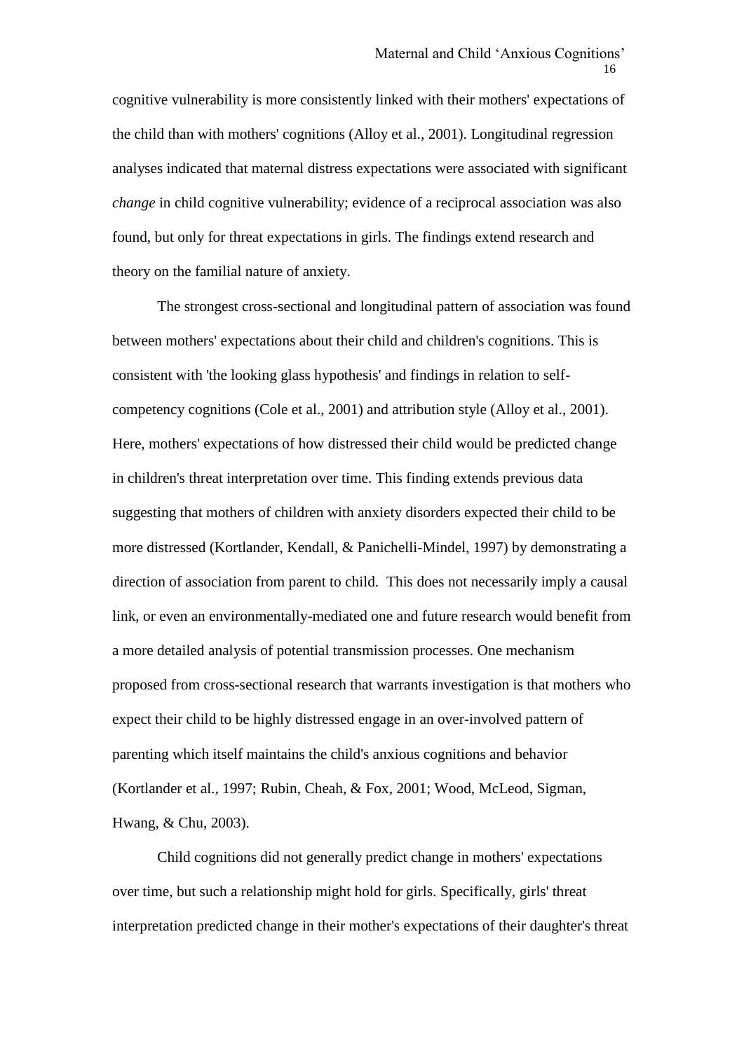cognitive vulnerability is more consistently linked with their mothers' expectations of the child than with mothers' cognitions (Alloy et al., 2001). Longitudinal regression analyses indicated that maternal distress expectations were associated with significant *change* in child cognitive vulnerability; evidence of a reciprocal association was also found, but only for threat expectations in girls. The findings extend research and theory on the familial nature of anxiety.

The strongest cross-sectional and longitudinal pattern of association was found between mothers' expectations about their child and children's cognitions. This is consistent with 'the looking glass hypothesis' and findings in relation to self-competency cognitions (Cole et al., 2001) and attribution style (Alloy et al., 2001). Here, mothers' expectations of how distressed their child would be predicted change in children's threat interpretation over time. This finding extends previous data suggesting that mothers of children with anxiety disorders expected their child to be more distressed (Kortlander, Kendall, & Panichelli-Mindel, 1997) by demonstrating a direction of association from parent to child. This does not necessarily imply a causal link, or even an environmentally-mediated one and future research would benefit from a more detailed analysis of potential transmission processes. One mechanism proposed from cross-sectional research that warrants investigation is that mothers who expect their child to be highly distressed engage in an over-involved pattern of parenting which itself maintains the child's anxious cognitions and behavior (Kortlander et al., 1997; Rubin, Cheah, & Fox, 2001; Wood, McLeod, Sigman, Hwang, & Chu, 2003).

Child cognitions did not generally predict change in mothers' expectations over time, but such a relationship might hold for girls. Specifically, girls' threat interpretation predicted change in their mother's expectations of their daughter's threat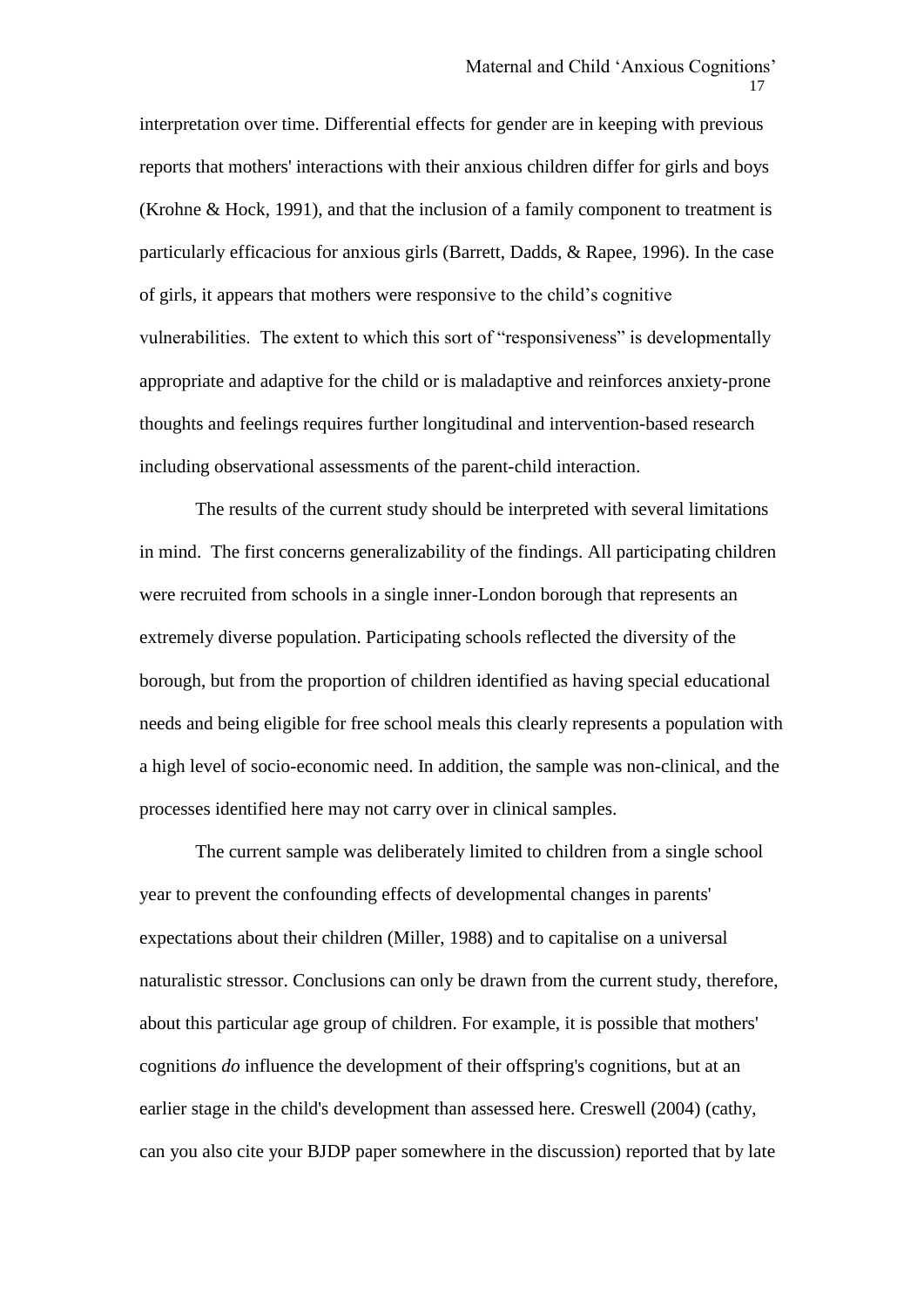interpretation over time. Differential effects for gender are in keeping with previous reports that mothers' interactions with their anxious children differ for girls and boys (Krohne & Hock, 1991), and that the inclusion of a family component to treatment is particularly efficacious for anxious girls (Barrett, Dadds, & Rapee, 1996). In the case of girls, it appears that mothers were responsive to the child's cognitive vulnerabilities. The extent to which this sort of "responsiveness" is developmentally appropriate and adaptive for the child or is maladaptive and reinforces anxiety-prone thoughts and feelings requires further longitudinal and intervention-based research including observational assessments of the parent-child interaction.

The results of the current study should be interpreted with several limitations in mind. The first concerns generalizability of the findings. All participating children were recruited from schools in a single inner-London borough that represents an extremely diverse population. Participating schools reflected the diversity of the borough, but from the proportion of children identified as having special educational needs and being eligible for free school meals this clearly represents a population with a high level of socio-economic need. In addition, the sample was non-clinical, and the processes identified here may not carry over in clinical samples.

The current sample was deliberately limited to children from a single school year to prevent the confounding effects of developmental changes in parents' expectations about their children (Miller, 1988) and to capitalise on a universal naturalistic stressor. Conclusions can only be drawn from the current study, therefore, about this particular age group of children. For example, it is possible that mothers' cognitions *do* influence the development of their offspring's cognitions, but at an earlier stage in the child's development than assessed here. Creswell (2004) (cathy, can you also cite your BJDP paper somewhere in the discussion) reported that by late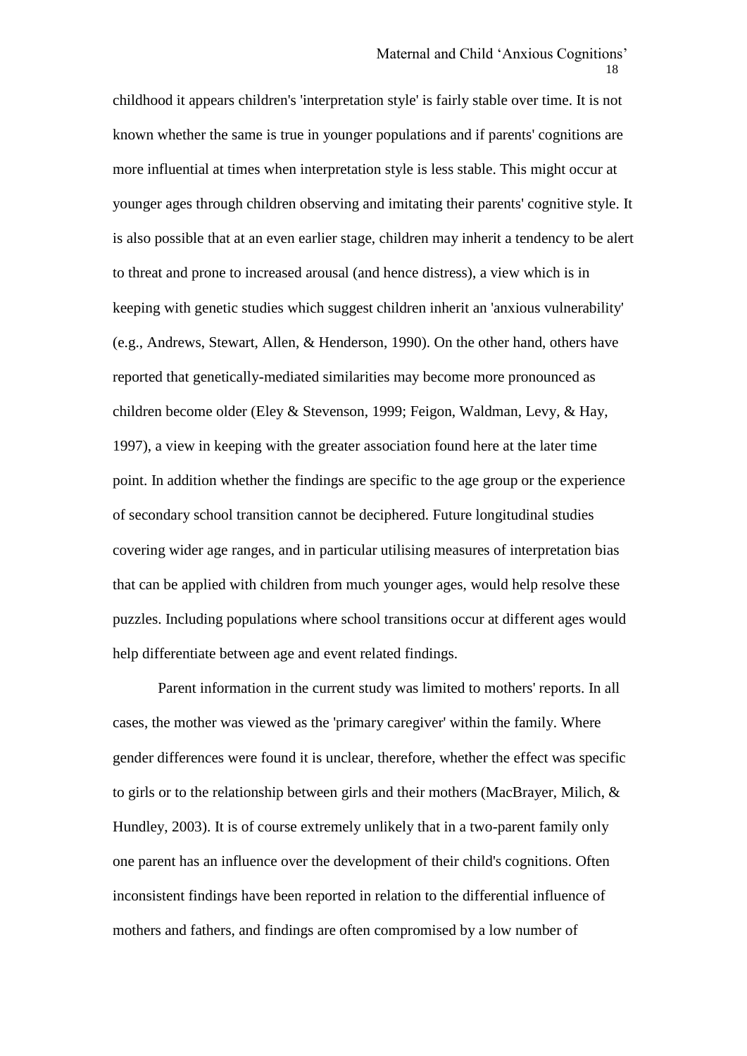childhood it appears children's 'interpretation style' is fairly stable over time. It is not known whether the same is true in younger populations and if parents' cognitions are more influential at times when interpretation style is less stable. This might occur at younger ages through children observing and imitating their parents' cognitive style. It is also possible that at an even earlier stage, children may inherit a tendency to be alert to threat and prone to increased arousal (and hence distress), a view which is in keeping with genetic studies which suggest children inherit an 'anxious vulnerability' (e.g., Andrews, Stewart, Allen, & Henderson, 1990). On the other hand, others have reported that genetically-mediated similarities may become more pronounced as children become older (Eley & Stevenson, 1999; Feigon, Waldman, Levy, & Hay, 1997), a view in keeping with the greater association found here at the later time point. In addition whether the findings are specific to the age group or the experience of secondary school transition cannot be deciphered. Future longitudinal studies covering wider age ranges, and in particular utilising measures of interpretation bias that can be applied with children from much younger ages, would help resolve these puzzles. Including populations where school transitions occur at different ages would help differentiate between age and event related findings.

Parent information in the current study was limited to mothers' reports. In all cases, the mother was viewed as the 'primary caregiver' within the family. Where gender differences were found it is unclear, therefore, whether the effect was specific to girls or to the relationship between girls and their mothers (MacBrayer, Milich, & Hundley, 2003). It is of course extremely unlikely that in a two-parent family only one parent has an influence over the development of their child's cognitions. Often inconsistent findings have been reported in relation to the differential influence of mothers and fathers, and findings are often compromised by a low number of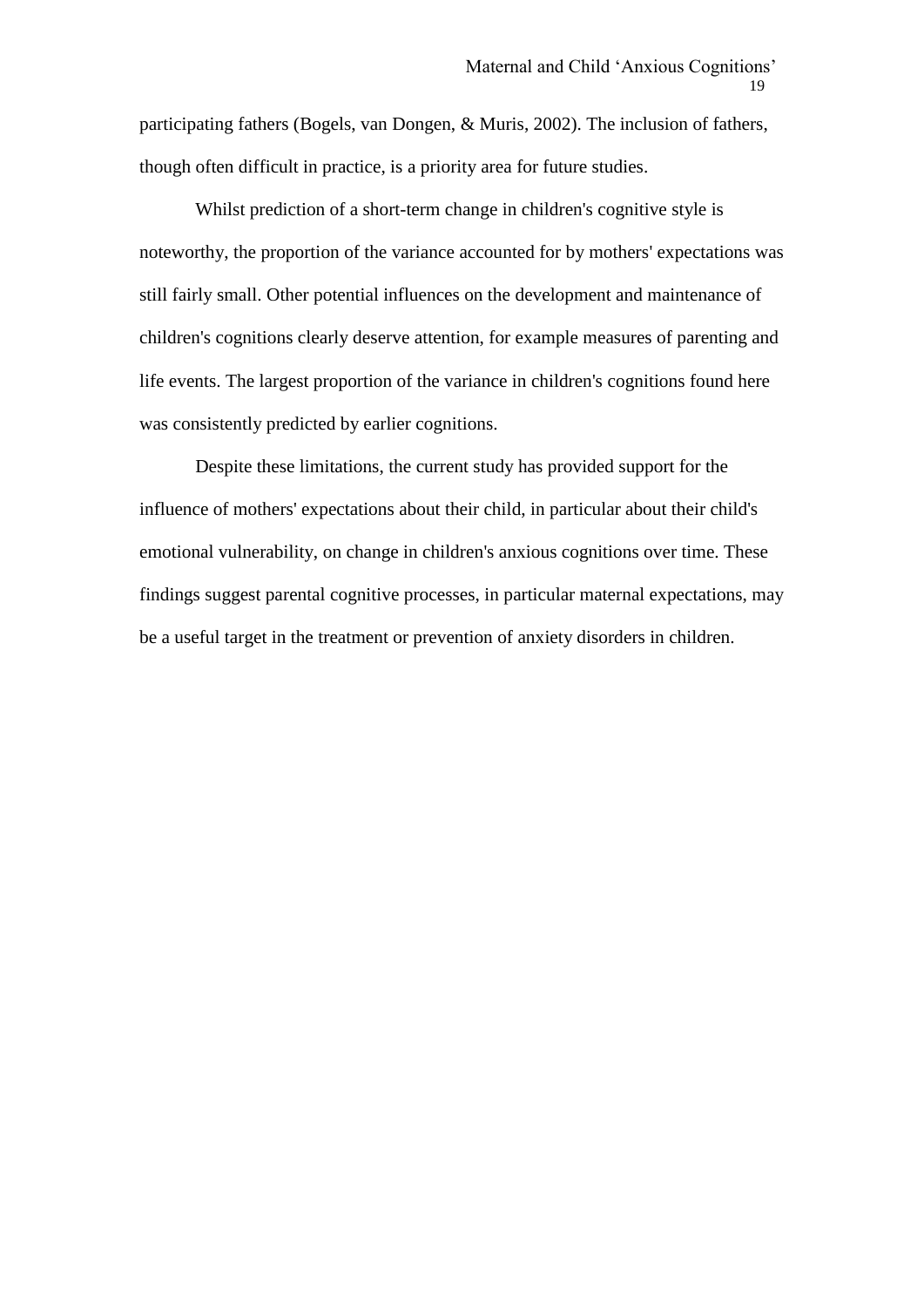participating fathers (Bogels, van Dongen, & Muris, 2002). The inclusion of fathers, though often difficult in practice, is a priority area for future studies.

Whilst prediction of a short-term change in children's cognitive style is noteworthy, the proportion of the variance accounted for by mothers' expectations was still fairly small. Other potential influences on the development and maintenance of children's cognitions clearly deserve attention, for example measures of parenting and life events. The largest proportion of the variance in children's cognitions found here was consistently predicted by earlier cognitions.

Despite these limitations, the current study has provided support for the influence of mothers' expectations about their child, in particular about their child's emotional vulnerability, on change in children's anxious cognitions over time. These findings suggest parental cognitive processes, in particular maternal expectations, may be a useful target in the treatment or prevention of anxiety disorders in children.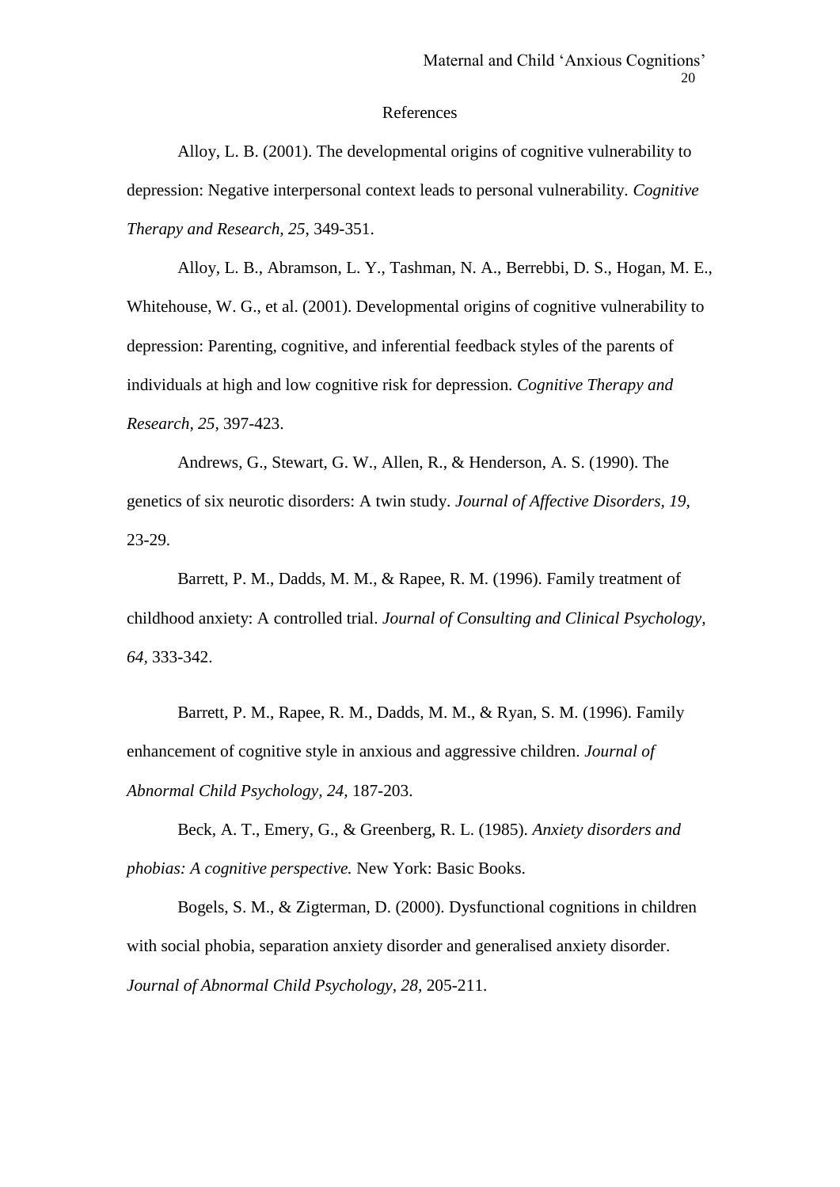# References

Alloy, L. B. (2001). The developmental origins of cognitive vulnerability to depression: Negative interpersonal context leads to personal vulnerability. *Cognitive Therapy and Research, 25*, 349-351.

Alloy, L. B., Abramson, L. Y., Tashman, N. A., Berrebbi, D. S., Hogan, M. E., Whitehouse, W. G., et al. (2001). Developmental origins of cognitive vulnerability to depression: Parenting, cognitive, and inferential feedback styles of the parents of individuals at high and low cognitive risk for depression. *Cognitive Therapy and Research, 25*, 397-423.

Andrews, G., Stewart, G. W., Allen, R., & Henderson, A. S. (1990). The genetics of six neurotic disorders: A twin study. *Journal of Affective Disorders, 19*, 23-29.

Barrett, P. M., Dadds, M. M., & Rapee, R. M. (1996). Family treatment of childhood anxiety: A controlled trial. *Journal of Consulting and Clinical Psychology, 64*, 333-342.

Barrett, P. M., Rapee, R. M., Dadds, M. M., & Ryan, S. M. (1996). Family enhancement of cognitive style in anxious and aggressive children. *Journal of Abnormal Child Psychology, 24*, 187-203.

Beck, A. T., Emery, G., & Greenberg, R. L. (1985). *Anxiety disorders and phobias: A cognitive perspective.* New York: Basic Books.

Bogels, S. M., & Zigterman, D. (2000). Dysfunctional cognitions in children with social phobia, separation anxiety disorder and generalised anxiety disorder. *Journal of Abnormal Child Psychology, 28*, 205-211.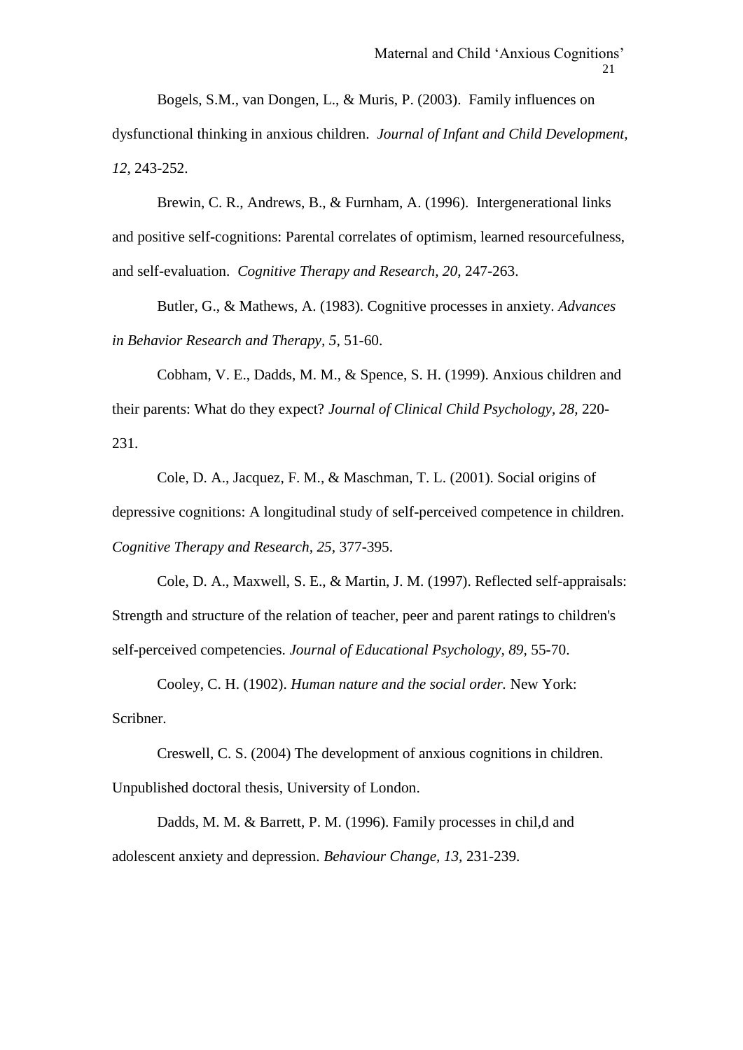Bogels, S.M., van Dongen, L., & Muris, P. (2003). Family influences on dysfunctional thinking in anxious children. *Journal of Infant and Child Development, 12*, 243-252.

Brewin, C. R., Andrews, B., & Furnham, A. (1996). Intergenerational links and positive self-cognitions: Parental correlates of optimism, learned resourcefulness, and self-evaluation. *Cognitive Therapy and Research, 20*, 247-263.

Butler, G., & Mathews, A. (1983). Cognitive processes in anxiety. *Advances in Behavior Research and Therapy, 5,* 51-60.

Cobham, V. E., Dadds, M. M., & Spence, S. H. (1999). Anxious children and their parents: What do they expect? *Journal of Clinical Child Psychology, 28,* 220-231.

Cole, D. A., Jacquez, F. M., & Maschman, T. L. (2001). Social origins of depressive cognitions: A longitudinal study of self-perceived competence in children. *Cognitive Therapy and Research, 25,* 377-395.

Cole, D. A., Maxwell, S. E., & Martin, J. M. (1997). Reflected self-appraisals: Strength and structure of the relation of teacher, peer and parent ratings to children's self-perceived competencies. *Journal of Educational Psychology, 89,* 55-70.

Cooley, C. H. (1902). *Human nature and the social order.* New York: Scribner.

Creswell, C. S. (2004) The development of anxious cognitions in children. Unpublished doctoral thesis, University of London.

Dadds, M. M. & Barrett, P. M. (1996). Family processes in chil,d and adolescent anxiety and depression. *Behaviour Change, 13,* 231-239.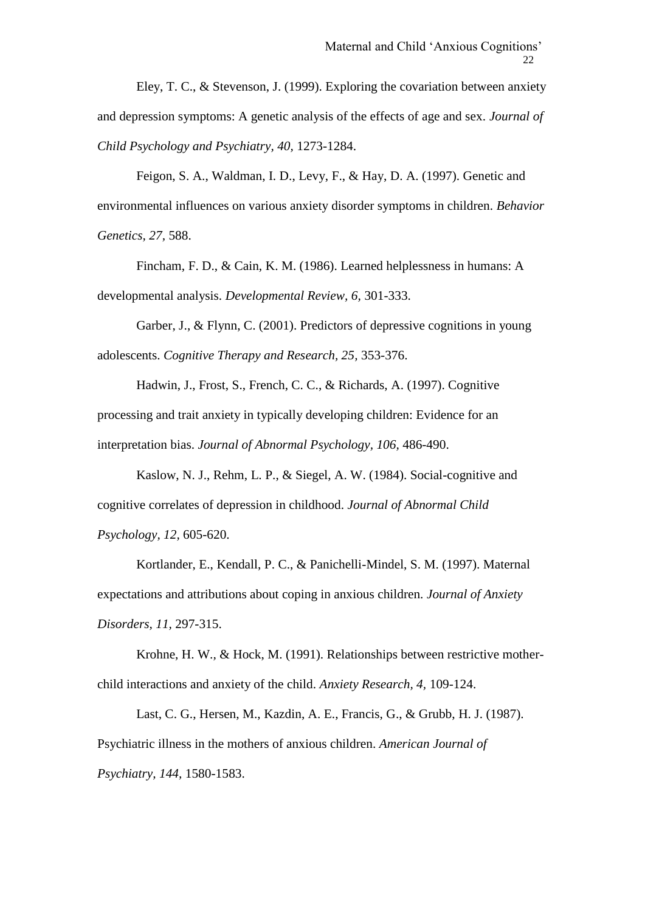Eley, T. C., & Stevenson, J. (1999). Exploring the covariation between anxiety and depression symptoms: A genetic analysis of the effects of age and sex. *Journal of Child Psychology and Psychiatry, 40,* 1273-1284.

Feigon, S. A., Waldman, I. D., Levy, F., & Hay, D. A. (1997). Genetic and environmental influences on various anxiety disorder symptoms in children. *Behavior Genetics, 27,* 588.

Fincham, F. D., & Cain, K. M. (1986). Learned helplessness in humans: A developmental analysis. *Developmental Review, 6,* 301-333.

Garber, J., & Flynn, C. (2001). Predictors of depressive cognitions in young adolescents. *Cognitive Therapy and Research, 25,* 353-376.

Hadwin, J., Frost, S., French, C. C., & Richards, A. (1997). Cognitive processing and trait anxiety in typically developing children: Evidence for an interpretation bias. *Journal of Abnormal Psychology, 106,* 486-490.

Kaslow, N. J., Rehm, L. P., & Siegel, A. W. (1984). Social-cognitive and cognitive correlates of depression in childhood. *Journal of Abnormal Child Psychology, 12,* 605-620.

Kortlander, E., Kendall, P. C., & Panichelli-Mindel, S. M. (1997). Maternal expectations and attributions about coping in anxious children. *Journal of Anxiety Disorders, 11,* 297-315.

Krohne, H. W., & Hock, M. (1991). Relationships between restrictive mother-child interactions and anxiety of the child. *Anxiety Research, 4,* 109-124.

Last, C. G., Hersen, M., Kazdin, A. E., Francis, G., & Grubb, H. J. (1987). Psychiatric illness in the mothers of anxious children. *American Journal of Psychiatry, 144,* 1580-1583.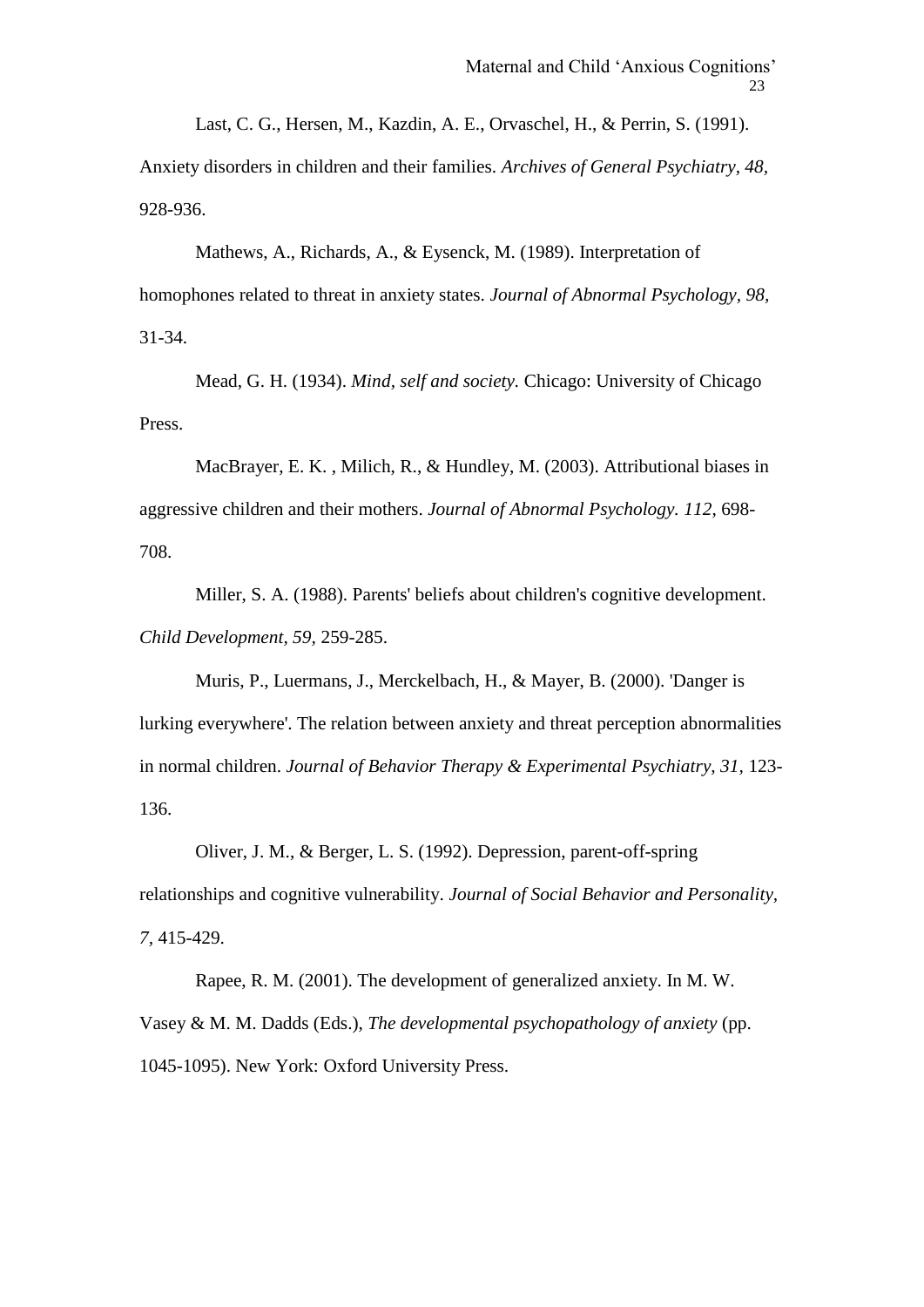Last, C. G., Hersen, M., Kazdin, A. E., Orvaschel, H., & Perrin, S. (1991). Anxiety disorders in children and their families. *Archives of General Psychiatry, 48*, 928-936.

Mathews, A., Richards, A., & Eysenck, M. (1989). Interpretation of homophones related to threat in anxiety states. *Journal of Abnormal Psychology, 98*, 31-34.

Mead, G. H. (1934). *Mind, self and society.* Chicago: University of Chicago Press.

MacBrayer, E. K. , Milich, R., & Hundley, M. (2003). Attributional biases in aggressive children and their mothers. *Journal of Abnormal Psychology. 112*, 698-708.

Miller, S. A. (1988). Parents' beliefs about children's cognitive development. *Child Development, 59*, 259-285.

Muris, P., Luermans, J., Merckelbach, H., & Mayer, B. (2000). 'Danger is lurking everywhere'. The relation between anxiety and threat perception abnormalities in normal children. *Journal of Behavior Therapy & Experimental Psychiatry, 31*, 123-136.

Oliver, J. M., & Berger, L. S. (1992). Depression, parent-off-spring relationships and cognitive vulnerability. *Journal of Social Behavior and Personality, 7*, 415-429.

Rapee, R. M. (2001). The development of generalized anxiety. In M. W. Vasey & M. M. Dadds (Eds.), *The developmental psychopathology of anxiety* (pp. 1045-1095). New York: Oxford University Press.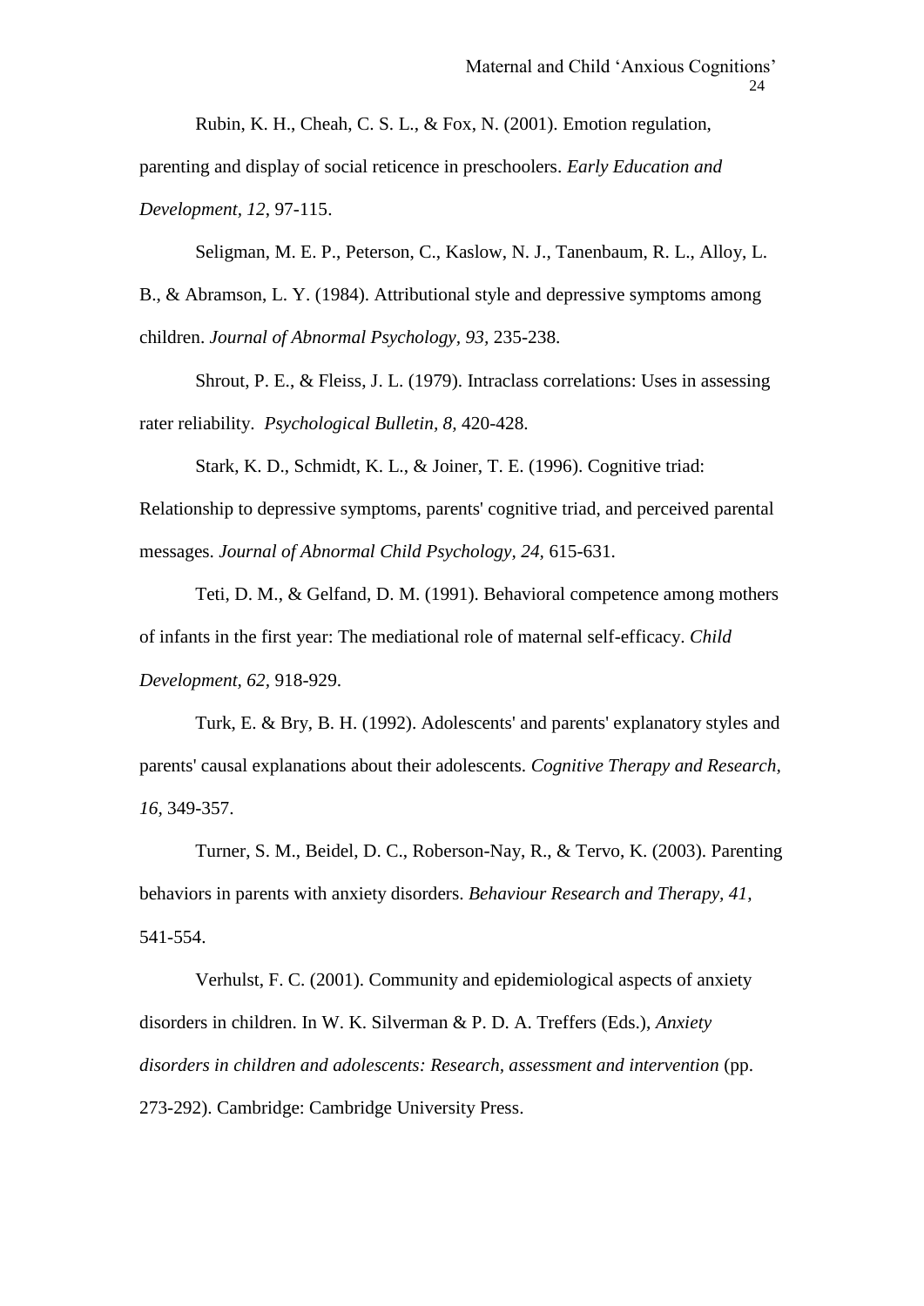Rubin, K. H., Cheah, C. S. L., & Fox, N. (2001). Emotion regulation, parenting and display of social reticence in preschoolers. *Early Education and Development, 12*, 97-115.

Seligman, M. E. P., Peterson, C., Kaslow, N. J., Tanenbaum, R. L., Alloy, L. B., & Abramson, L. Y. (1984). Attributional style and depressive symptoms among children. *Journal of Abnormal Psychology, 93,* 235-238.

Shrout, P. E., & Fleiss, J. L. (1979). Intraclass correlations: Uses in assessing rater reliability. *Psychological Bulletin, 8,* 420-428.

Stark, K. D., Schmidt, K. L., & Joiner, T. E. (1996). Cognitive triad: Relationship to depressive symptoms, parents' cognitive triad, and perceived parental messages. *Journal of Abnormal Child Psychology, 24,* 615-631.

Teti, D. M., & Gelfand, D. M. (1991). Behavioral competence among mothers of infants in the first year: The mediational role of maternal self-efficacy. *Child Development, 62*, 918-929.

Turk, E. & Bry, B. H. (1992). Adolescents' and parents' explanatory styles and parents' causal explanations about their adolescents. *Cognitive Therapy and Research, 16*, 349-357.

Turner, S. M., Beidel, D. C., Roberson-Nay, R., & Tervo, K. (2003). Parenting behaviors in parents with anxiety disorders. *Behaviour Research and Therapy, 41,* 541-554.

Verhulst, F. C. (2001). Community and epidemiological aspects of anxiety disorders in children. In W. K. Silverman & P. D. A. Treffers (Eds.), *Anxiety disorders in children and adolescents: Research, assessment and intervention* (pp. 273-292). Cambridge: Cambridge University Press.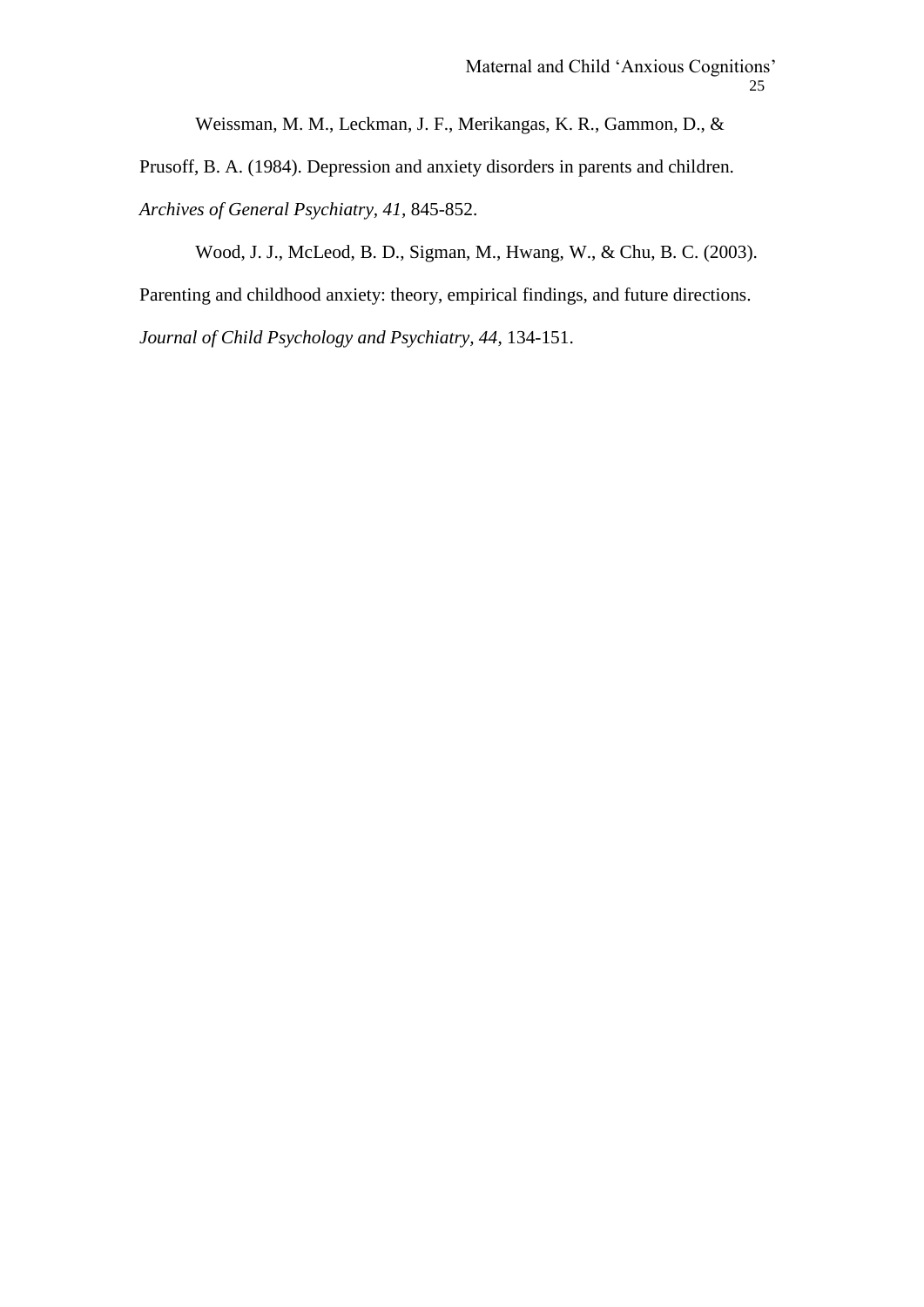Weissman, M. M., Leckman, J. F., Merikangas, K. R., Gammon, D., & Prusoff, B. A. (1984). Depression and anxiety disorders in parents and children. *Archives of General Psychiatry, 41*, 845-852.

Wood, J. J., McLeod, B. D., Sigman, M., Hwang, W., & Chu, B. C. (2003). Parenting and childhood anxiety: theory, empirical findings, and future directions. *Journal of Child Psychology and Psychiatry, 44*, 134-151.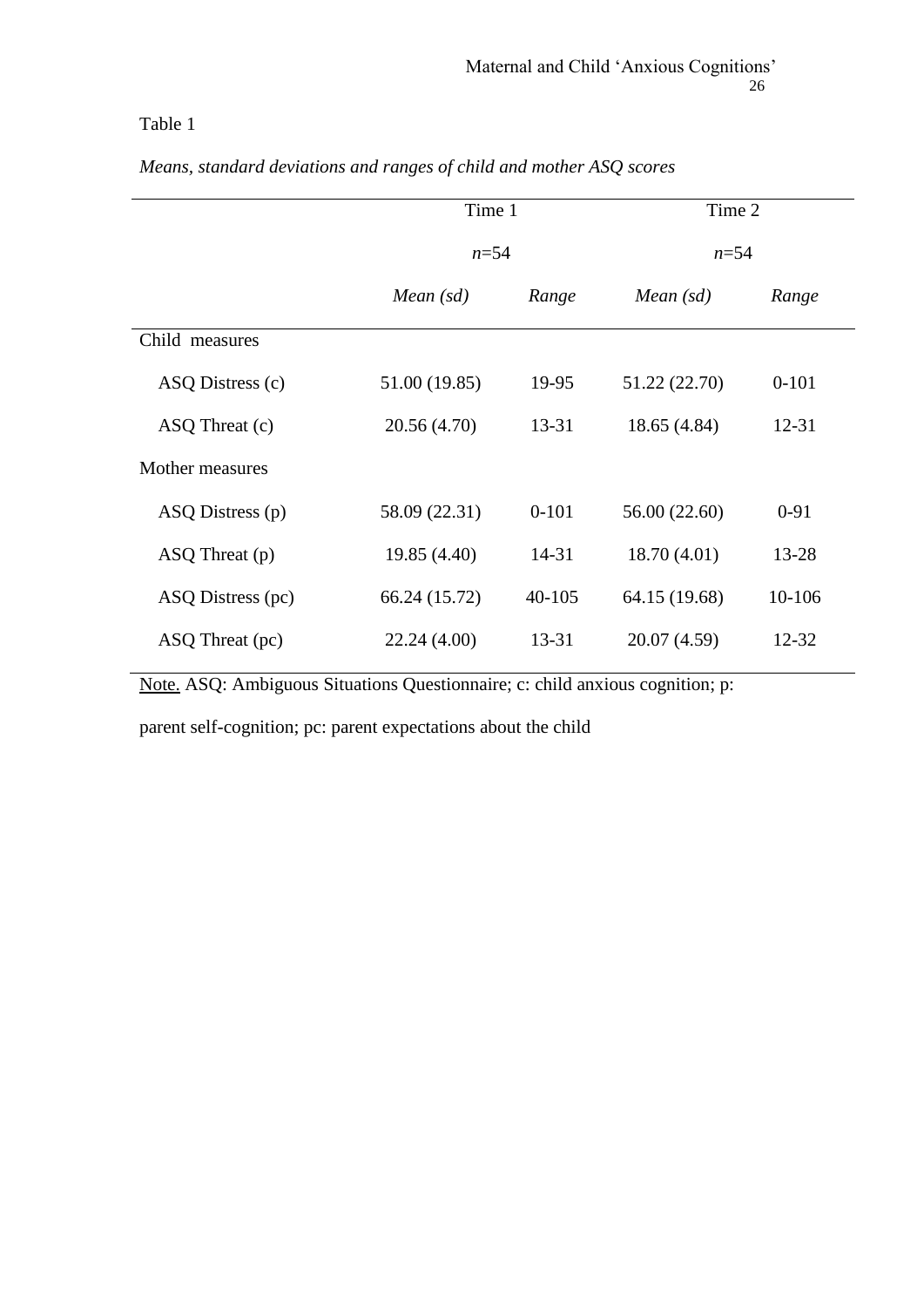Table 1

*Means, standard deviations and ranges of child and mother ASQ scores*

| | Time 1 | | Time 2 | |
|---|---|---|---|---|
| | *n*=54 | | *n*=54 | |
| | *Mean (sd)* | *Range* | *Mean (sd)* | *Range* |
| Child measures | | | | |
| ASQ Distress (c) | 51.00 (19.85) | 19-95 | 51.22 (22.70) | 0-101 |
| ASQ Threat (c) | 20.56 (4.70) | 13-31 | 18.65 (4.84) | 12-31 |
| Mother measures | | | | |
| ASQ Distress (p) | 58.09 (22.31) | 0-101 | 56.00 (22.60) | 0-91 |
| ASQ Threat (p) | 19.85 (4.40) | 14-31 | 18.70 (4.01) | 13-28 |
| ASQ Distress (pc) | 66.24 (15.72) | 40-105 | 64.15 (19.68) | 10-106 |
| ASQ Threat (pc) | 22.24 (4.00) | 13-31 | 20.07 (4.59) | 12-32 |

Note. ASQ: Ambiguous Situations Questionnaire; c: child anxious cognition; p: parent self-cognition; pc: parent expectations about the child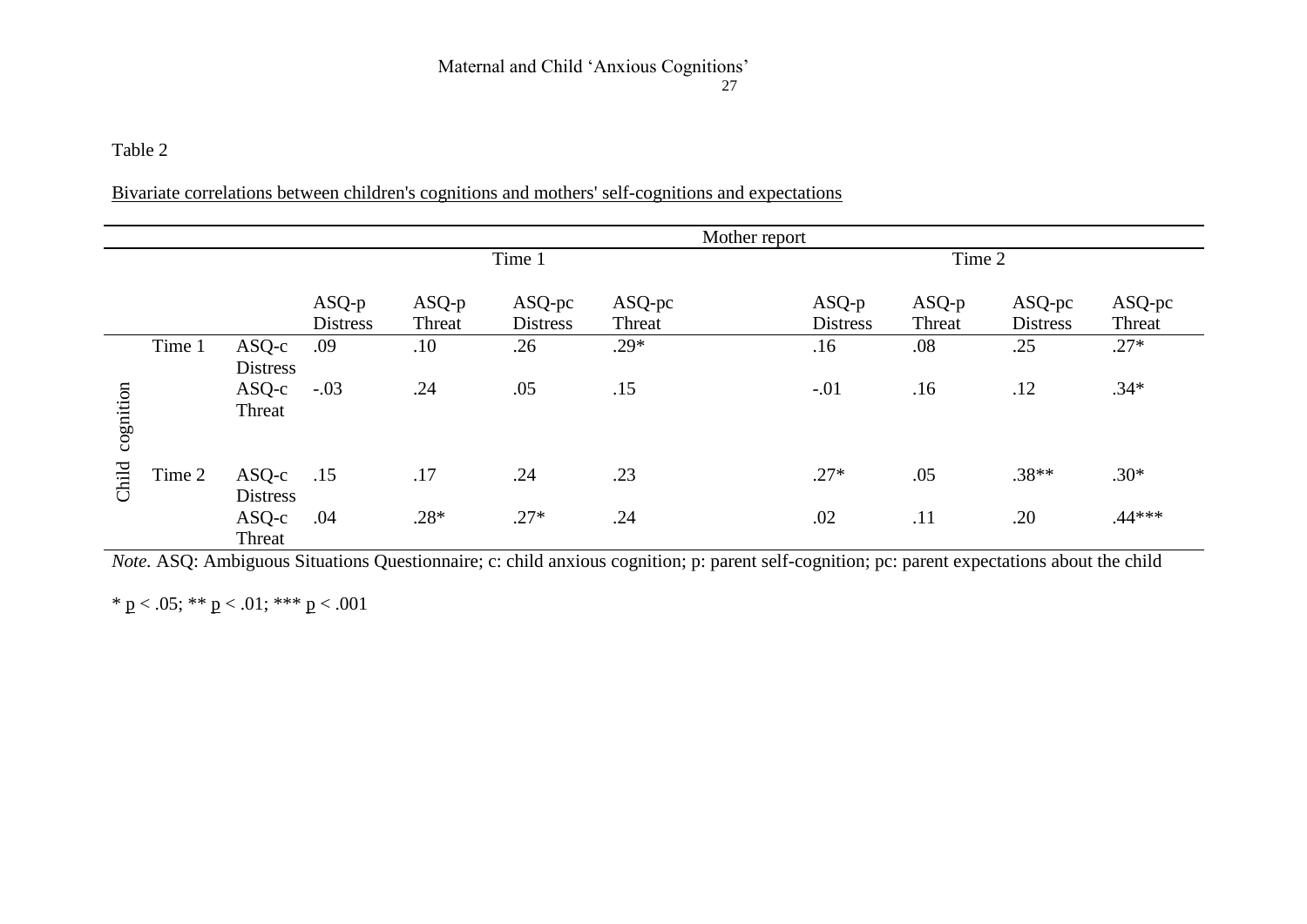Table 2

Bivariate correlations between children's cognitions and mothers' self-cognitions and expectations

| | | | Mother report | | | | | | | |
|---|---|---|---|---|---|---|---|---|---|---|
| | | | Time 1 | | | | Time 2 | | | |
| | | | ASQ-p Distress | ASQ-p Threat | ASQ-pc Distress | ASQ-pc Threat | ASQ-p Distress | ASQ-p Threat | ASQ-pc Distress | ASQ-pc Threat |
| Child cognition | Time 1 | ASQ-c Distress | .09 | .10 | .26 | .29* | .16 | .08 | .25 | .27* |
| | | ASQ-c Threat | -.03 | .24 | .05 | .15 | -.01 | .16 | .12 | .34* |
| | Time 2 | ASQ-c Distress | .15 | .17 | .24 | .23 | .27* | .05 | .38** | .30* |
| | | ASQ-c Threat | .04 | .28* | .27* | .24 | .02 | .11 | .20 | .44*** |

*Note.* ASQ: Ambiguous Situations Questionnaire; c: child anxious cognition; p: parent self-cognition; pc: parent expectations about the child

* $p < .05$; ** $p < .01$; *** $p < .001$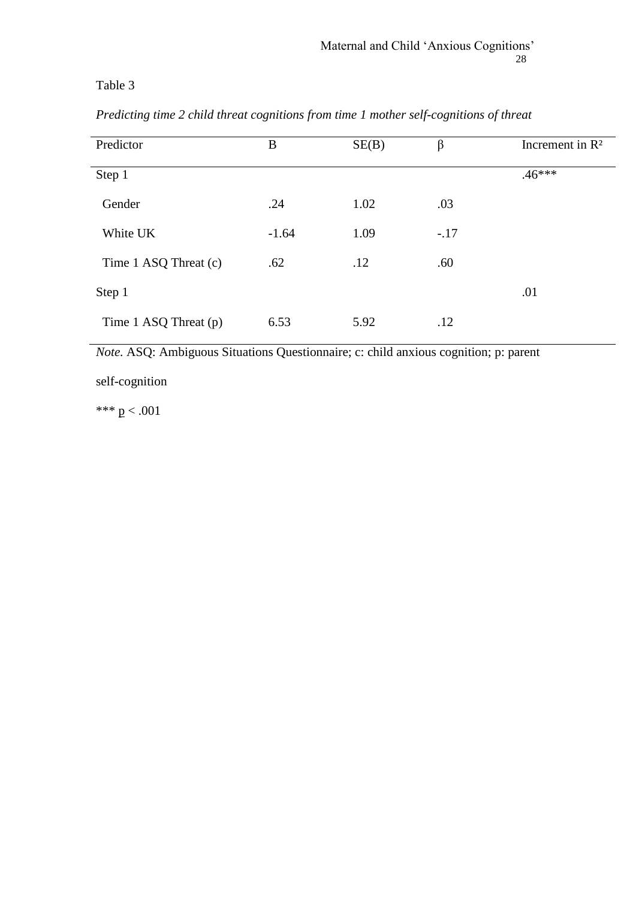Table 3

*Predicting time 2 child threat cognitions from time 1 mother self-cognitions of threat*

| Predictor | B | SE(B) | β | Increment in $R^2$ |
|---|---|---|---|---|
| Step 1 | | | | .46*** |
| Gender | .24 | 1.02 | .03 | |
| White UK | -1.64 | 1.09 | -.17 | |
| Time 1 ASQ Threat (c) | .62 | .12 | .60 | |
| Step 1 | | | | .01 |
| Time 1 ASQ Threat (p) | 6.53 | 5.92 | .12 | |

*Note.* ASQ: Ambiguous Situations Questionnaire; c: child anxious cognition; p: parent self-cognition

*** $p < .001$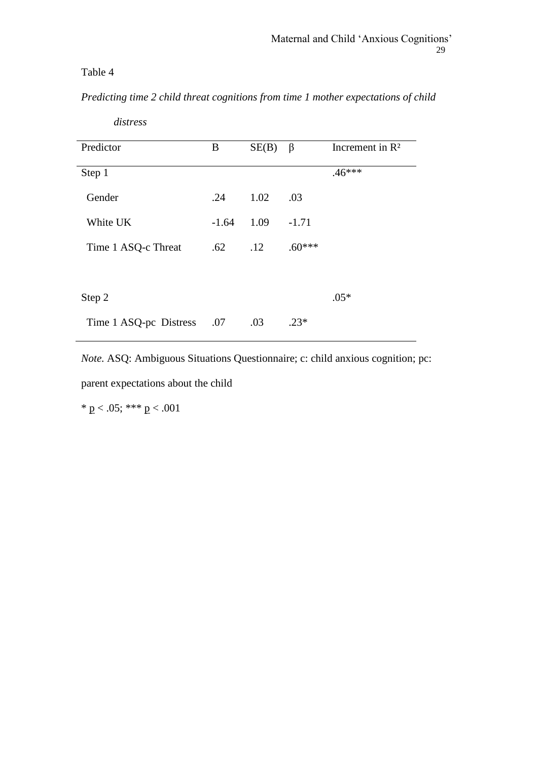Table 4

*Predicting time 2 child threat cognitions from time 1 mother expectations of child distress*

| Predictor | B | SE(B) | β | Increment in $R^2$ |
|---|---|---|---|---|
| Step 1 | | | | .46*** |
| Gender | .24 | 1.02 | .03 | |
| White UK | -1.64 | 1.09 | -1.71 | |
| Time 1 ASQ-c Threat | .62 | .12 | .60*** | |
| | | | | |
| Step 2 | | | | .05* |
| Time 1 ASQ-pc Distress | .07 | .03 | .23* | |

*Note.* ASQ: Ambiguous Situations Questionnaire; c: child anxious cognition; pc: parent expectations about the child

* $p < .05$; *** $p < .001$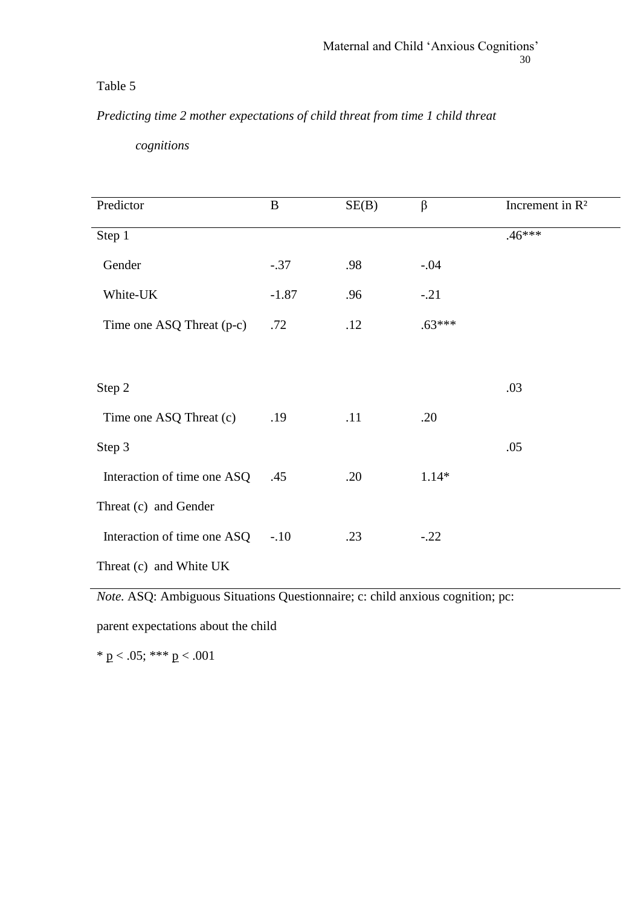Table 5

*Predicting time 2 mother expectations of child threat from time 1 child threat cognitions*

| Predictor | B | SE(B) | β | Increment in $R^2$ |
|---|---|---|---|---|
| Step 1 | | | | .46*** |
| Gender | -.37 | .98 | -.04 | |
| White-UK | -1.87 | .96 | -.21 | |
| Time one ASQ Threat (p-c) | .72 | .12 | .63*** | |
| Step 2 | | | | .03 |
| Time one ASQ Threat (c) | .19 | .11 | .20 | |
| Step 3 | | | | .05 |
| Interaction of time one ASQ Threat (c) and Gender | .45 | .20 | 1.14* | |
| Interaction of time one ASQ Threat (c) and White UK | -.10 | .23 | -.22 | |

*Note.* ASQ: Ambiguous Situations Questionnaire; c: child anxious cognition; pc: parent expectations about the child

* $p < .05$; *** $p < .001$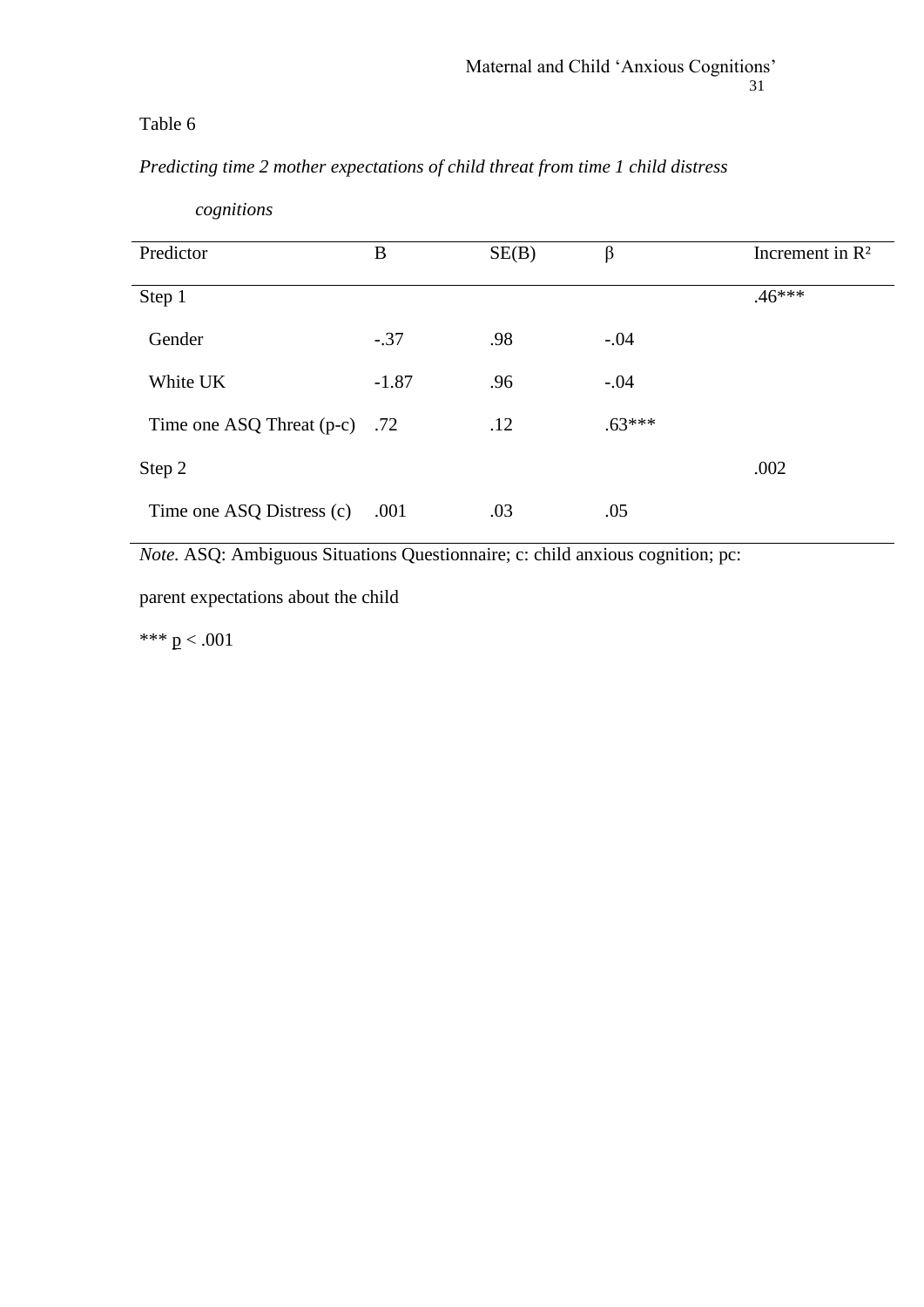Table 6

*Predicting time 2 mother expectations of child threat from time 1 child distress cognitions*

| Predictor | B | SE(B) | β | Increment in $R^2$ |
|---|---|---|---|---|
| Step 1 | | | | .46*** |
| Gender | -.37 | .98 | -.04 | |
| White UK | -1.87 | .96 | -.04 | |
| Time one ASQ Threat (p-c) | .72 | .12 | .63*** | |
| Step 2 | | | | .002 |
| Time one ASQ Distress (c) | .001 | .03 | .05 | |

*Note.* ASQ: Ambiguous Situations Questionnaire; c: child anxious cognition; pc: parent expectations about the child

*** $p < .001$